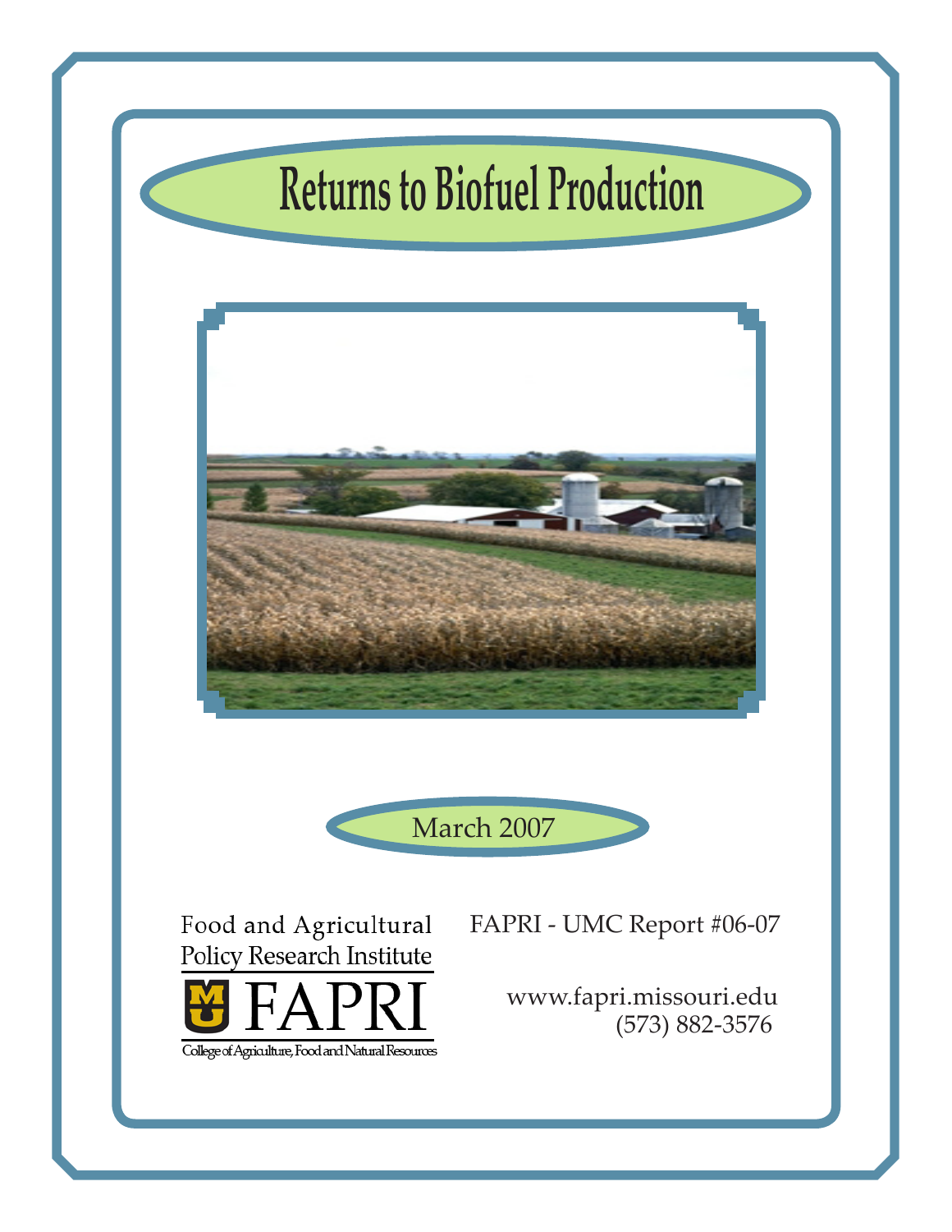# Returns to Biofuel Production

March 2007

Food and Agricultural Policy Research Institute

FAPRI

College of Agriculture, Food and Natural Resources

FAPRI - UMC Report #06-07

www.fapri.missouri.edu
(573) 882-3576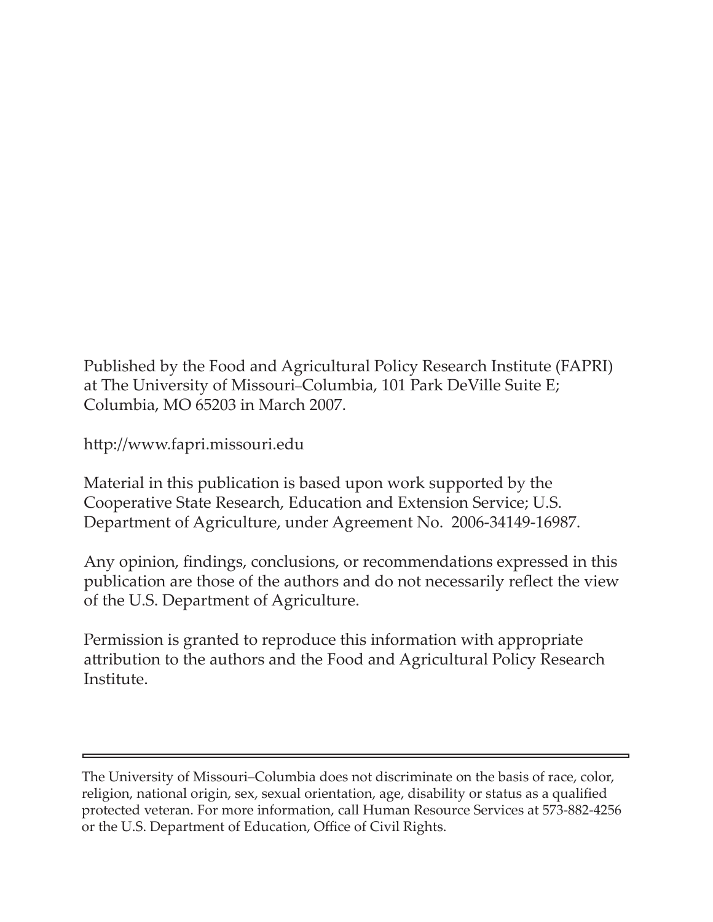Published by the Food and Agricultural Policy Research Institute (FAPRI) at The University of Missouri–Columbia, 101 Park DeVille Suite E; Columbia, MO 65203 in March 2007.

http://www.fapri.missouri.edu

Material in this publication is based upon work supported by the Cooperative State Research, Education and Extension Service; U.S. Department of Agriculture, under Agreement No. 2006-34149-16987.

Any opinion, findings, conclusions, or recommendations expressed in this publication are those of the authors and do not necessarily reflect the view of the U.S. Department of Agriculture.

Permission is granted to reproduce this information with appropriate attribution to the authors and the Food and Agricultural Policy Research Institute.

---

The University of Missouri–Columbia does not discriminate on the basis of race, color, religion, national origin, sex, sexual orientation, age, disability or status as a qualified protected veteran. For more information, call Human Resource Services at 573-882-4256 or the U.S. Department of Education, Office of Civil Rights.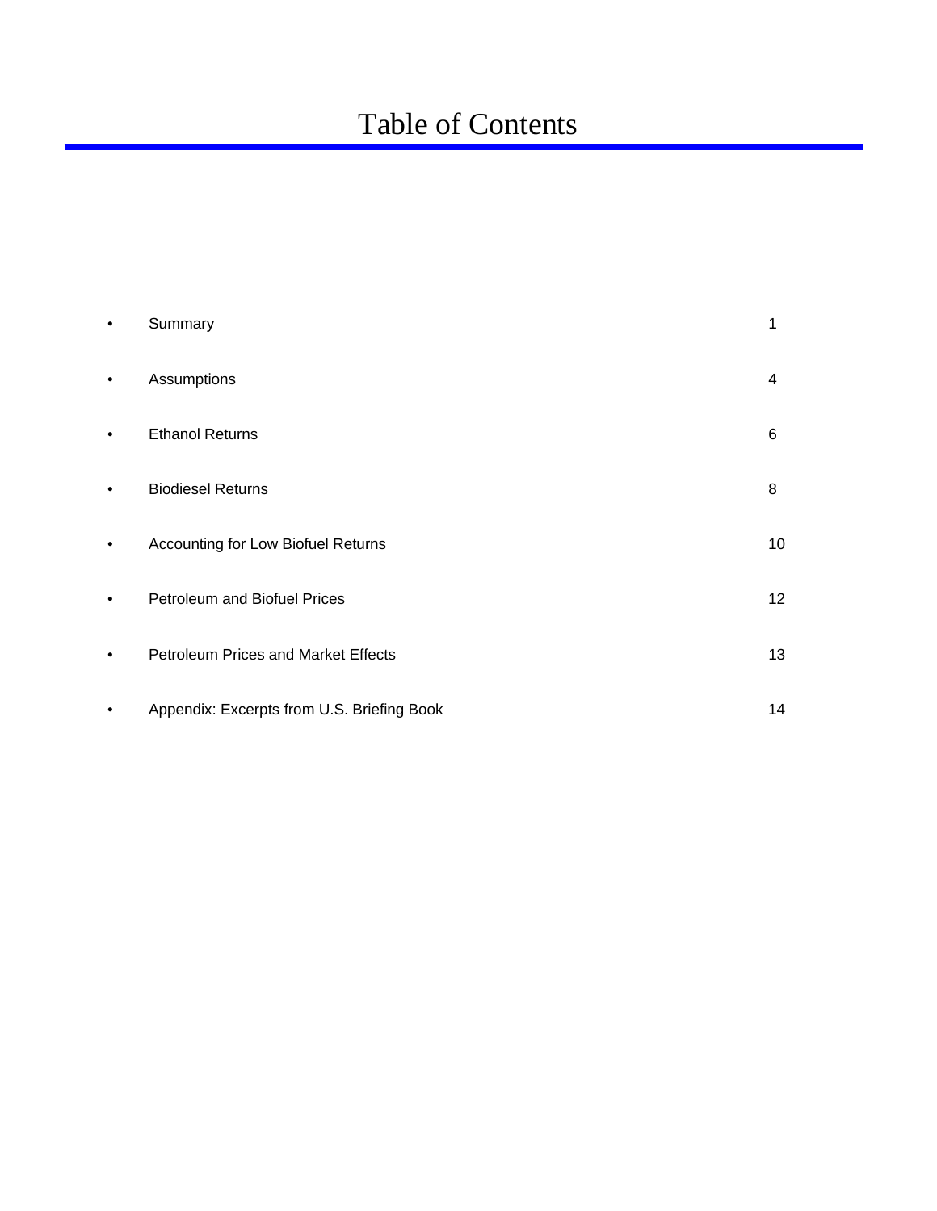# Table of Contents

- Summary 1
- Assumptions 4
- Ethanol Returns 6
- Biodiesel Returns 8
- Accounting for Low Biofuel Returns 10
- Petroleum and Biofuel Prices 12
- Petroleum Prices and Market Effects 13
- Appendix: Excerpts from U.S. Briefing Book 14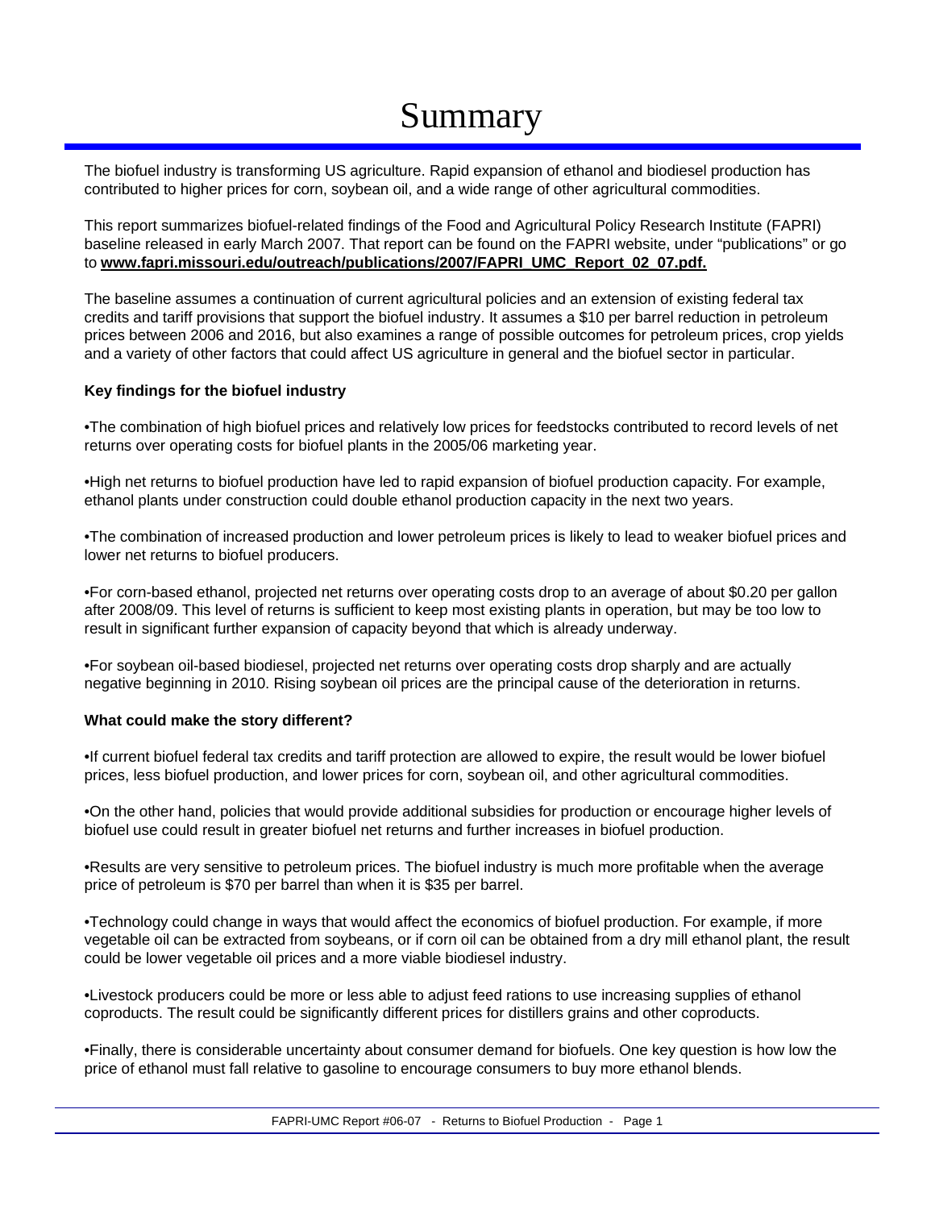# Summary

The biofuel industry is transforming US agriculture. Rapid expansion of ethanol and biodiesel production has contributed to higher prices for corn, soybean oil, and a wide range of other agricultural commodities.

This report summarizes biofuel-related findings of the Food and Agricultural Policy Research Institute (FAPRI) baseline released in early March 2007. That report can be found on the FAPRI website, under "publications" or go to **www.fapri.missouri.edu/outreach/publications/2007/FAPRI_UMC_Report_02_07.pdf.**

The baseline assumes a continuation of current agricultural policies and an extension of existing federal tax credits and tariff provisions that support the biofuel industry. It assumes a $10 per barrel reduction in petroleum prices between 2006 and 2016, but also examines a range of possible outcomes for petroleum prices, crop yields and a variety of other factors that could affect US agriculture in general and the biofuel sector in particular.

**Key findings for the biofuel industry**

•The combination of high biofuel prices and relatively low prices for feedstocks contributed to record levels of net returns over operating costs for biofuel plants in the 2005/06 marketing year.

•High net returns to biofuel production have led to rapid expansion of biofuel production capacity. For example, ethanol plants under construction could double ethanol production capacity in the next two years.

•The combination of increased production and lower petroleum prices is likely to lead to weaker biofuel prices and lower net returns to biofuel producers.

•For corn-based ethanol, projected net returns over operating costs drop to an average of about $0.20 per gallon after 2008/09. This level of returns is sufficient to keep most existing plants in operation, but may be too low to result in significant further expansion of capacity beyond that which is already underway.

•For soybean oil-based biodiesel, projected net returns over operating costs drop sharply and are actually negative beginning in 2010. Rising soybean oil prices are the principal cause of the deterioration in returns.

**What could make the story different?**

•If current biofuel federal tax credits and tariff protection are allowed to expire, the result would be lower biofuel prices, less biofuel production, and lower prices for corn, soybean oil, and other agricultural commodities.

•On the other hand, policies that would provide additional subsidies for production or encourage higher levels of biofuel use could result in greater biofuel net returns and further increases in biofuel production.

•Results are very sensitive to petroleum prices. The biofuel industry is much more profitable when the average price of petroleum is $70 per barrel than when it is $35 per barrel.

•Technology could change in ways that would affect the economics of biofuel production. For example, if more vegetable oil can be extracted from soybeans, or if corn oil can be obtained from a dry mill ethanol plant, the result could be lower vegetable oil prices and a more viable biodiesel industry.

•Livestock producers could be more or less able to adjust feed rations to use increasing supplies of ethanol coproducts. The result could be significantly different prices for distillers grains and other coproducts.

•Finally, there is considerable uncertainty about consumer demand for biofuels. One key question is how low the price of ethanol must fall relative to gasoline to encourage consumers to buy more ethanol blends.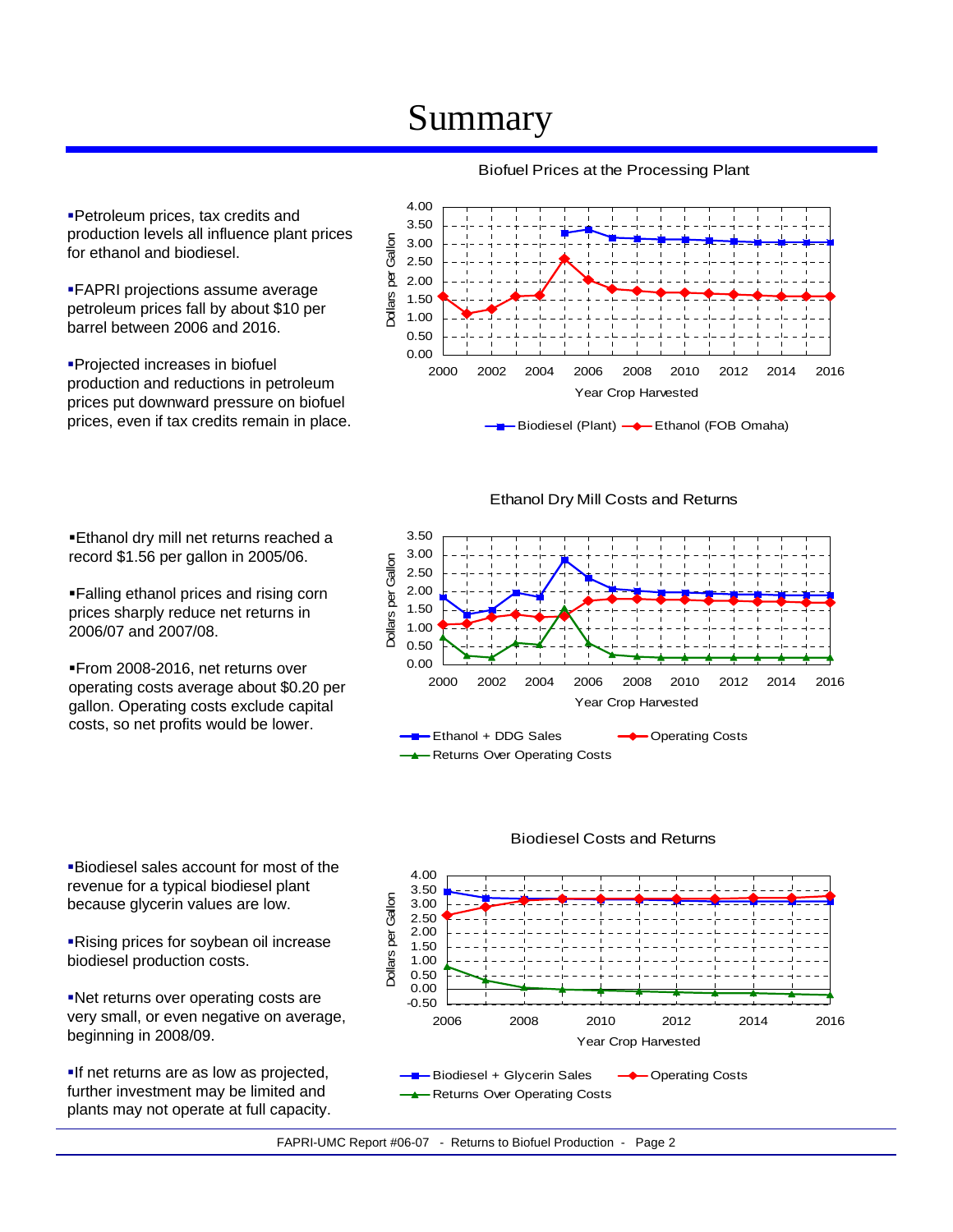# Summary

- Petroleum prices, tax credits and production levels all influence plant prices for ethanol and biodiesel.
- FAPRI projections assume average petroleum prices fall by about $10 per barrel between 2006 and 2016.
- Projected increases in biofuel production and reductions in petroleum prices put downward pressure on biofuel prices, even if tax credits remain in place.

Biofuel Prices at the Processing Plant

- Ethanol dry mill net returns reached a record $1.56 per gallon in 2005/06.
- Falling ethanol prices and rising corn prices sharply reduce net returns in 2006/07 and 2007/08.
- From 2008-2016, net returns over operating costs average about $0.20 per gallon. Operating costs exclude capital costs, so net profits would be lower.

Ethanol Dry Mill Costs and Returns

- Biodiesel sales account for most of the revenue for a typical biodiesel plant because glycerin values are low.
- Rising prices for soybean oil increase biodiesel production costs.
- Net returns over operating costs are very small, or even negative on average, beginning in 2008/09.
- If net returns are as low as projected, further investment may be limited and plants may not operate at full capacity.

Biodiesel Costs and Returns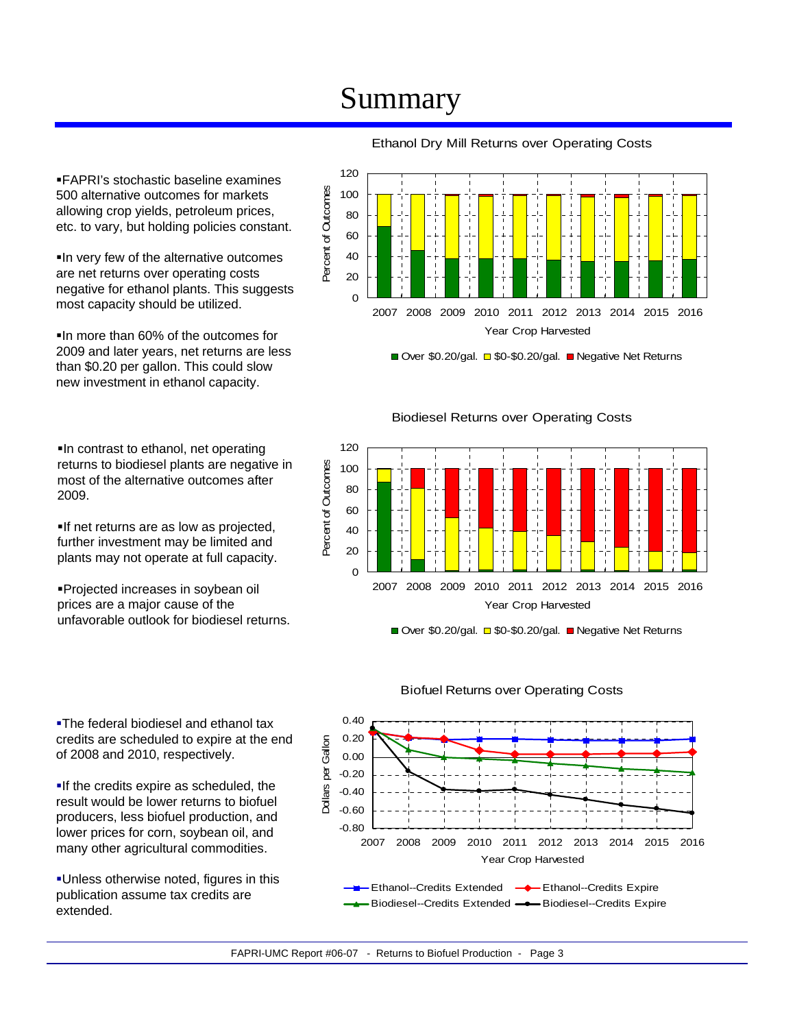# Summary

- FAPRI's stochastic baseline examines 500 alternative outcomes for markets allowing crop yields, petroleum prices, etc. to vary, but holding policies constant.
- In very few of the alternative outcomes are net returns over operating costs negative for ethanol plants. This suggests most capacity should be utilized.
- In more than 60% of the outcomes for 2009 and later years, net returns are less than $0.20 per gallon. This could slow new investment in ethanol capacity.

Ethanol Dry Mill Returns over Operating Costs

- In contrast to ethanol, net operating returns to biodiesel plants are negative in most of the alternative outcomes after 2009.
- If net returns are as low as projected, further investment may be limited and plants may not operate at full capacity.
- Projected increases in soybean oil prices are a major cause of the unfavorable outlook for biodiesel returns.

Biodiesel Returns over Operating Costs

- The federal biodiesel and ethanol tax credits are scheduled to expire at the end of 2008 and 2010, respectively.
- If the credits expire as scheduled, the result would be lower returns to biofuel producers, less biofuel production, and lower prices for corn, soybean oil, and many other agricultural commodities.
- Unless otherwise noted, figures in this publication assume tax credits are extended.

Biofuel Returns over Operating Costs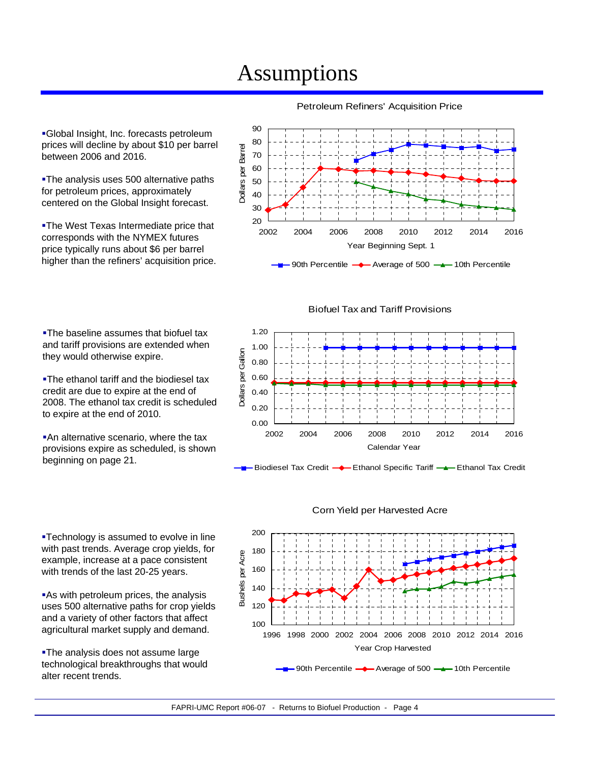# Assumptions

- Global Insight, Inc. forecasts petroleum prices will decline by about $10 per barrel between 2006 and 2016.
- The analysis uses 500 alternative paths for petroleum prices, approximately centered on the Global Insight forecast.
- The West Texas Intermediate price that corresponds with the NYMEX futures price typically runs about $6 per barrel higher than the refiners' acquisition price.

Petroleum Refiners' Acquisition Price

- The baseline assumes that biofuel tax and tariff provisions are extended when they would otherwise expire.
- The ethanol tariff and the biodiesel tax credit are due to expire at the end of 2008. The ethanol tax credit is scheduled to expire at the end of 2010.
- An alternative scenario, where the tax provisions expire as scheduled, is shown beginning on page 21.

Biofuel Tax and Tariff Provisions

- Technology is assumed to evolve in line with past trends. Average crop yields, for example, increase at a pace consistent with trends of the last 20-25 years.
- As with petroleum prices, the analysis uses 500 alternative paths for crop yields and a variety of other factors that affect agricultural market supply and demand.
- The analysis does not assume large technological breakthroughs that would alter recent trends.

Corn Yield per Harvested Acre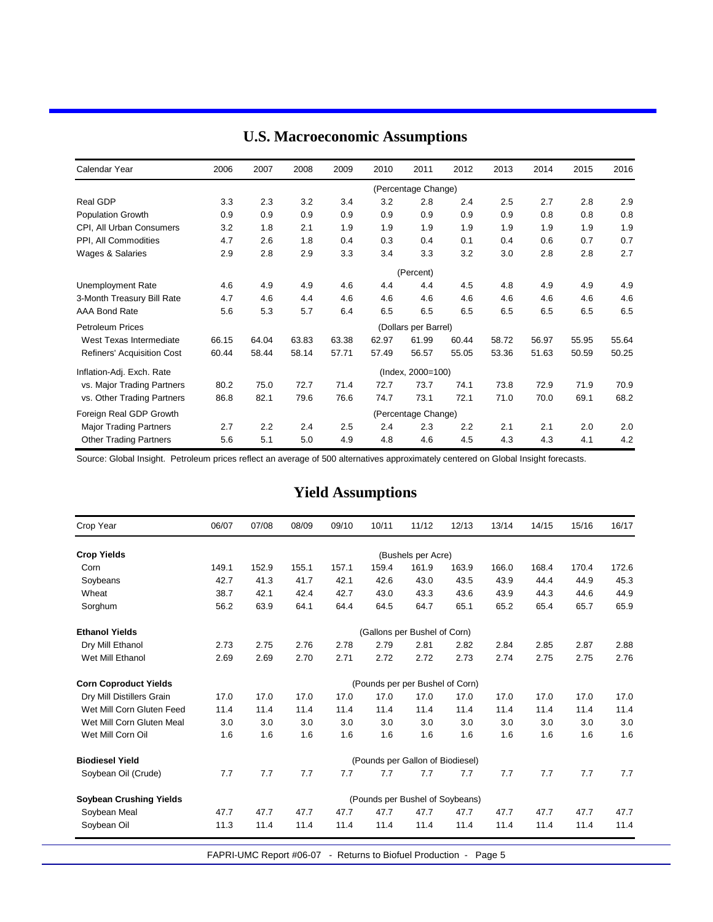## U.S. Macroeconomic Assumptions

| Calendar Year | 2006 | 2007 | 2008 | 2009 | 2010 | 2011 | 2012 | 2013 | 2014 | 2015 | 2016 |
|---|---|---|---|---|---|---|---|---|---|---|---|
| | | | | | | (Percentage Change) | | | | | |
| Real GDP | 3.3 | 2.3 | 3.2 | 3.4 | 3.2 | 2.8 | 2.4 | 2.5 | 2.7 | 2.8 | 2.9 |
| Population Growth | 0.9 | 0.9 | 0.9 | 0.9 | 0.9 | 0.9 | 0.9 | 0.9 | 0.8 | 0.8 | 0.8 |
| CPI, All Urban Consumers | 3.2 | 1.8 | 2.1 | 1.9 | 1.9 | 1.9 | 1.9 | 1.9 | 1.9 | 1.9 | 1.9 |
| PPI, All Commodities | 4.7 | 2.6 | 1.8 | 0.4 | 0.3 | 0.4 | 0.1 | 0.4 | 0.6 | 0.7 | 0.7 |
| Wages & Salaries | 2.9 | 2.8 | 2.9 | 3.3 | 3.4 | 3.3 | 3.2 | 3.0 | 2.8 | 2.8 | 2.7 |
| | | | | | | (Percent) | | | | | |
| Unemployment Rate | 4.6 | 4.9 | 4.9 | 4.6 | 4.4 | 4.4 | 4.5 | 4.8 | 4.9 | 4.9 | 4.9 |
| 3-Month Treasury Bill Rate | 4.7 | 4.6 | 4.4 | 4.6 | 4.6 | 4.6 | 4.6 | 4.6 | 4.6 | 4.6 | 4.6 |
| AAA Bond Rate | 5.6 | 5.3 | 5.7 | 6.4 | 6.5 | 6.5 | 6.5 | 6.5 | 6.5 | 6.5 | 6.5 |
| Petroleum Prices | | | | | | (Dollars per Barrel) | | | | | |
| West Texas Intermediate | 66.15 | 64.04 | 63.83 | 63.38 | 62.97 | 61.99 | 60.44 | 58.72 | 56.97 | 55.95 | 55.64 |
| Refiners' Acquisition Cost | 60.44 | 58.44 | 58.14 | 57.71 | 57.49 | 56.57 | 55.05 | 53.36 | 51.63 | 50.59 | 50.25 |
| Inflation-Adj. Exch. Rate | | | | | | (Index, 2000=100) | | | | | |
| vs. Major Trading Partners | 80.2 | 75.0 | 72.7 | 71.4 | 72.7 | 73.7 | 74.1 | 73.8 | 72.9 | 71.9 | 70.9 |
| vs. Other Trading Partners | 86.8 | 82.1 | 79.6 | 76.6 | 74.7 | 73.1 | 72.1 | 71.0 | 70.0 | 69.1 | 68.2 |
| Foreign Real GDP Growth | | | | | | (Percentage Change) | | | | | |
| Major Trading Partners | 2.7 | 2.2 | 2.4 | 2.5 | 2.4 | 2.3 | 2.2 | 2.1 | 2.1 | 2.0 | 2.0 |
| Other Trading Partners | 5.6 | 5.1 | 5.0 | 4.9 | 4.8 | 4.6 | 4.5 | 4.3 | 4.3 | 4.1 | 4.2 |

Source: Global Insight. Petroleum prices reflect an average of 500 alternatives approximately centered on Global Insight forecasts.

## Yield Assumptions

| Crop Year | 06/07 | 07/08 | 08/09 | 09/10 | 10/11 | 11/12 | 12/13 | 13/14 | 14/15 | 15/16 | 16/17 |
|---|---|---|---|---|---|---|---|---|---|---|---|
| **Crop Yields** | | | | | | (Bushels per Acre) | | | | | |
| Corn | 149.1 | 152.9 | 155.1 | 157.1 | 159.4 | 161.9 | 163.9 | 166.0 | 168.4 | 170.4 | 172.6 |
| Soybeans | 42.7 | 41.3 | 41.7 | 42.1 | 42.6 | 43.0 | 43.5 | 43.9 | 44.4 | 44.9 | 45.3 |
| Wheat | 38.7 | 42.1 | 42.4 | 42.7 | 43.0 | 43.3 | 43.6 | 43.9 | 44.3 | 44.6 | 44.9 |
| Sorghum | 56.2 | 63.9 | 64.1 | 64.4 | 64.5 | 64.7 | 65.1 | 65.2 | 65.4 | 65.7 | 65.9 |
| **Ethanol Yields** | | | | | | (Gallons per Bushel of Corn) | | | | | |
| Dry Mill Ethanol | 2.73 | 2.75 | 2.76 | 2.78 | 2.79 | 2.81 | 2.82 | 2.84 | 2.85 | 2.87 | 2.88 |
| Wet Mill Ethanol | 2.69 | 2.69 | 2.70 | 2.71 | 2.72 | 2.72 | 2.73 | 2.74 | 2.75 | 2.75 | 2.76 |
| **Corn Coproduct Yields** | | | | | | (Pounds per per Bushel of Corn) | | | | | |
| Dry Mill Distillers Grain | 17.0 | 17.0 | 17.0 | 17.0 | 17.0 | 17.0 | 17.0 | 17.0 | 17.0 | 17.0 | 17.0 |
| Wet Mill Corn Gluten Feed | 11.4 | 11.4 | 11.4 | 11.4 | 11.4 | 11.4 | 11.4 | 11.4 | 11.4 | 11.4 | 11.4 |
| Wet Mill Corn Gluten Meal | 3.0 | 3.0 | 3.0 | 3.0 | 3.0 | 3.0 | 3.0 | 3.0 | 3.0 | 3.0 | 3.0 |
| Wet Mill Corn Oil | 1.6 | 1.6 | 1.6 | 1.6 | 1.6 | 1.6 | 1.6 | 1.6 | 1.6 | 1.6 | 1.6 |
| **Biodiesel Yield** | | | | | | (Pounds per Gallon of Biodiesel) | | | | | |
| Soybean Oil (Crude) | 7.7 | 7.7 | 7.7 | 7.7 | 7.7 | 7.7 | 7.7 | 7.7 | 7.7 | 7.7 | 7.7 |
| **Soybean Crushing Yields** | | | | | | (Pounds per Bushel of Soybeans) | | | | | |
| Soybean Meal | 47.7 | 47.7 | 47.7 | 47.7 | 47.7 | 47.7 | 47.7 | 47.7 | 47.7 | 47.7 | 47.7 |
| Soybean Oil | 11.3 | 11.4 | 11.4 | 11.4 | 11.4 | 11.4 | 11.4 | 11.4 | 11.4 | 11.4 | 11.4 |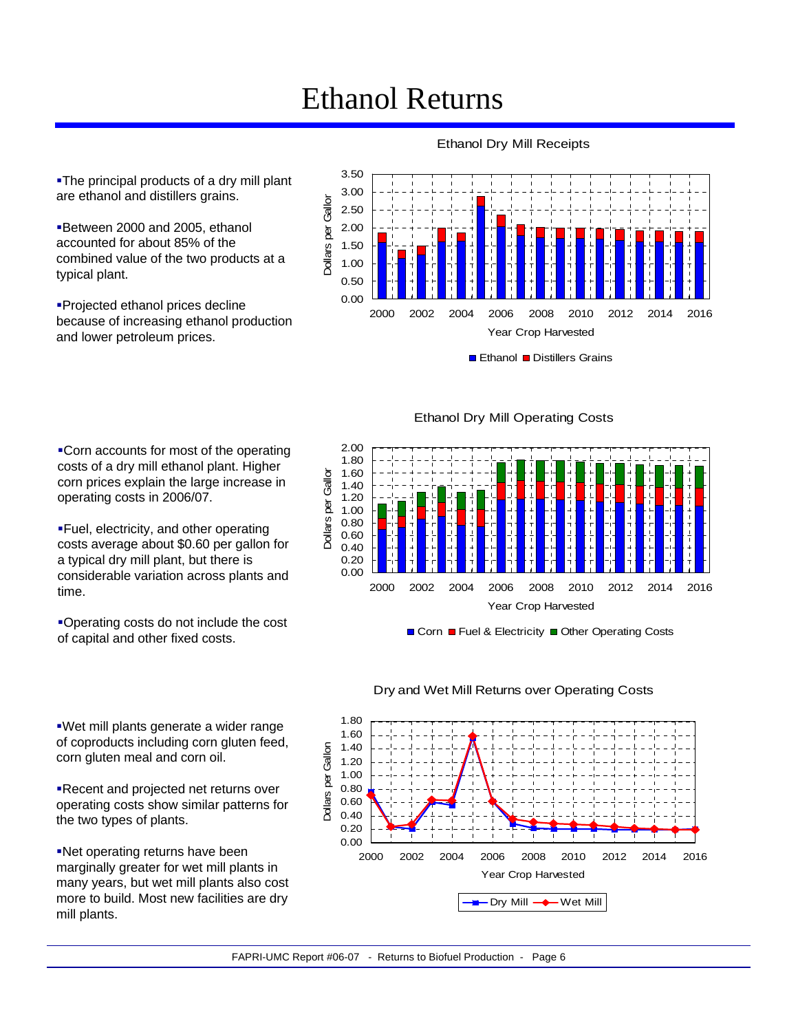# Ethanol Returns

- The principal products of a dry mill plant are ethanol and distillers grains.
- Between 2000 and 2005, ethanol accounted for about 85% of the combined value of the two products at a typical plant.
- Projected ethanol prices decline because of increasing ethanol production and lower petroleum prices.

Ethanol Dry Mill Receipts

- Corn accounts for most of the operating costs of a dry mill ethanol plant. Higher corn prices explain the large increase in operating costs in 2006/07.
- Fuel, electricity, and other operating costs average about $0.60 per gallon for a typical dry mill plant, but there is considerable variation across plants and time.
- Operating costs do not include the cost of capital and other fixed costs.

Ethanol Dry Mill Operating Costs

- Wet mill plants generate a wider range of coproducts including corn gluten feed, corn gluten meal and corn oil.
- Recent and projected net returns over operating costs show similar patterns for the two types of plants.
- Net operating returns have been marginally greater for wet mill plants in many years, but wet mill plants also cost more to build. Most new facilities are dry mill plants.

Dry and Wet Mill Returns over Operating Costs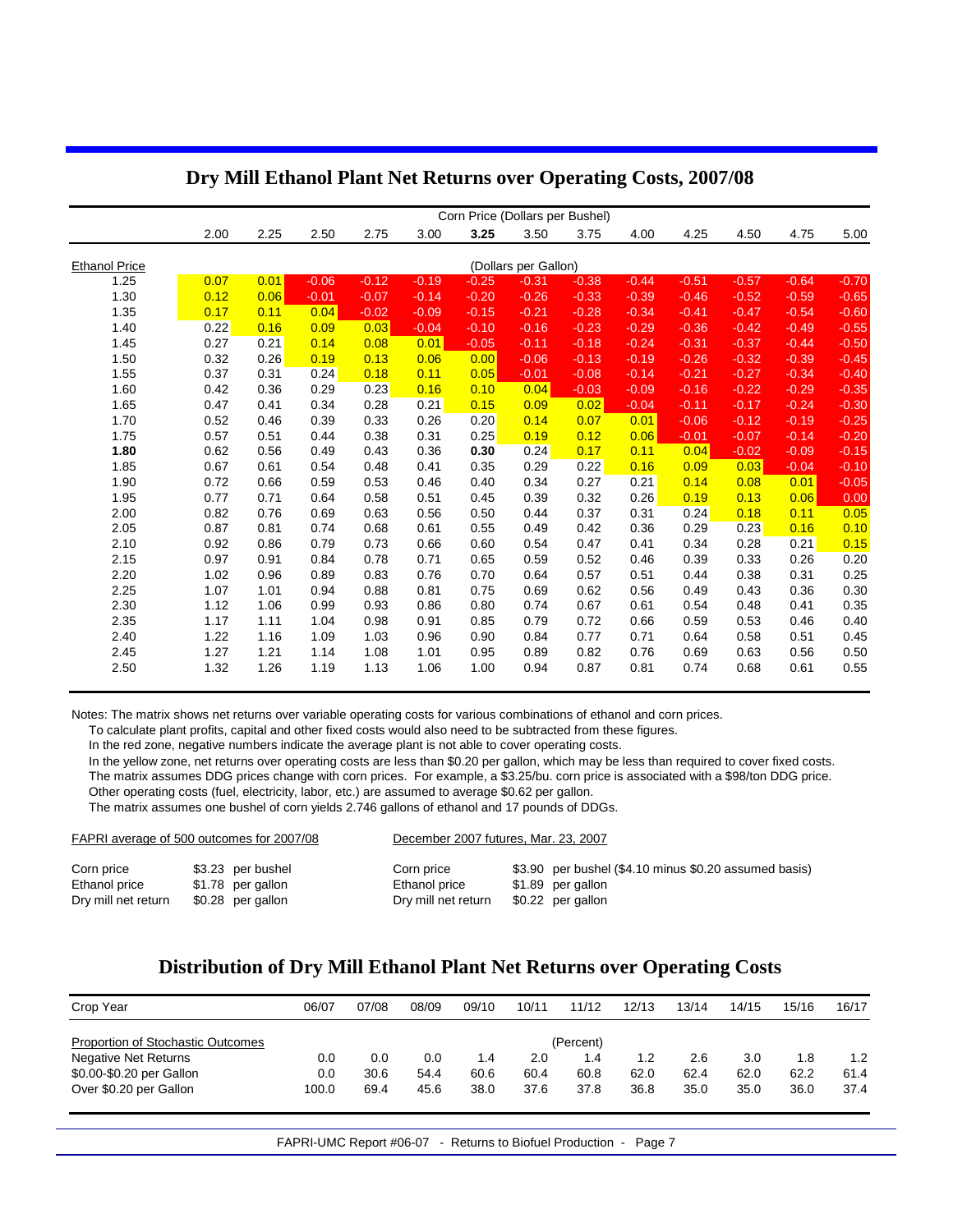## Dry Mill Ethanol Plant Net Returns over Operating Costs, 2007/08

| | Corn Price (Dollars per Bushel) | | | | | | | | | | | | |
|---|---|---|---|---|---|---|---|---|---|---|---|---|---|
| | 2.00 | 2.25 | 2.50 | 2.75 | 3.00 | **3.25** | 3.50 | 3.75 | 4.00 | 4.25 | 4.50 | 4.75 | 5.00 |
| Ethanol Price | (Dollars per Gallon) | | | | | | | | | | | | |
| 1.25 | 0.07 | 0.01 | -0.06 | -0.12 | -0.19 | -0.25 | -0.31 | -0.38 | -0.44 | -0.51 | -0.57 | -0.64 | -0.70 |
| 1.30 | 0.12 | 0.06 | -0.01 | -0.07 | -0.14 | -0.20 | -0.26 | -0.33 | -0.39 | -0.46 | -0.52 | -0.59 | -0.65 |
| 1.35 | 0.17 | 0.11 | 0.04 | -0.02 | -0.09 | -0.15 | -0.21 | -0.28 | -0.34 | -0.41 | -0.47 | -0.54 | -0.60 |
| 1.40 | 0.22 | 0.16 | 0.09 | 0.03 | -0.04 | -0.10 | -0.16 | -0.23 | -0.29 | -0.36 | -0.42 | -0.49 | -0.55 |
| 1.45 | 0.27 | 0.21 | 0.14 | 0.08 | 0.01 | -0.05 | -0.11 | -0.18 | -0.24 | -0.31 | -0.37 | -0.44 | -0.50 |
| 1.50 | 0.32 | 0.26 | 0.19 | 0.13 | 0.06 | 0.00 | -0.06 | -0.13 | -0.19 | -0.26 | -0.32 | -0.39 | -0.45 |
| 1.55 | 0.37 | 0.31 | 0.24 | 0.18 | 0.11 | 0.05 | -0.01 | -0.08 | -0.14 | -0.21 | -0.27 | -0.34 | -0.40 |
| 1.60 | 0.42 | 0.36 | 0.29 | 0.23 | 0.16 | 0.10 | 0.04 | -0.03 | -0.09 | -0.16 | -0.22 | -0.29 | -0.35 |
| 1.65 | 0.47 | 0.41 | 0.34 | 0.28 | 0.21 | 0.15 | 0.09 | 0.02 | -0.04 | -0.11 | -0.17 | -0.24 | -0.30 |
| 1.70 | 0.52 | 0.46 | 0.39 | 0.33 | 0.26 | 0.20 | 0.14 | 0.07 | 0.01 | -0.06 | -0.12 | -0.19 | -0.25 |
| 1.75 | 0.57 | 0.51 | 0.44 | 0.38 | 0.31 | 0.25 | 0.19 | 0.12 | 0.06 | -0.01 | -0.07 | -0.14 | -0.20 |
| **1.80** | 0.62 | 0.56 | 0.49 | 0.43 | 0.36 | **0.30** | 0.24 | 0.17 | 0.11 | 0.04 | -0.02 | -0.09 | -0.15 |
| 1.85 | 0.67 | 0.61 | 0.54 | 0.48 | 0.41 | 0.35 | 0.29 | 0.22 | 0.16 | 0.09 | 0.03 | -0.04 | -0.10 |
| 1.90 | 0.72 | 0.66 | 0.59 | 0.53 | 0.46 | 0.40 | 0.34 | 0.27 | 0.21 | 0.14 | 0.08 | 0.01 | -0.05 |
| 1.95 | 0.77 | 0.71 | 0.64 | 0.58 | 0.51 | 0.45 | 0.39 | 0.32 | 0.26 | 0.19 | 0.13 | 0.06 | 0.00 |
| 2.00 | 0.82 | 0.76 | 0.69 | 0.63 | 0.56 | 0.50 | 0.44 | 0.37 | 0.31 | 0.24 | 0.18 | 0.11 | 0.05 |
| 2.05 | 0.87 | 0.81 | 0.74 | 0.68 | 0.61 | 0.55 | 0.49 | 0.42 | 0.36 | 0.29 | 0.23 | 0.16 | 0.10 |
| 2.10 | 0.92 | 0.86 | 0.79 | 0.73 | 0.66 | 0.60 | 0.54 | 0.47 | 0.41 | 0.34 | 0.28 | 0.21 | 0.15 |
| 2.15 | 0.97 | 0.91 | 0.84 | 0.78 | 0.71 | 0.65 | 0.59 | 0.52 | 0.46 | 0.39 | 0.33 | 0.26 | 0.20 |
| 2.20 | 1.02 | 0.96 | 0.89 | 0.83 | 0.76 | 0.70 | 0.64 | 0.57 | 0.51 | 0.44 | 0.38 | 0.31 | 0.25 |
| 2.25 | 1.07 | 1.01 | 0.94 | 0.88 | 0.81 | 0.75 | 0.69 | 0.62 | 0.56 | 0.49 | 0.43 | 0.36 | 0.30 |
| 2.30 | 1.12 | 1.06 | 0.99 | 0.93 | 0.86 | 0.80 | 0.74 | 0.67 | 0.61 | 0.54 | 0.48 | 0.41 | 0.35 |
| 2.35 | 1.17 | 1.11 | 1.04 | 0.98 | 0.91 | 0.85 | 0.79 | 0.72 | 0.66 | 0.59 | 0.53 | 0.46 | 0.40 |
| 2.40 | 1.22 | 1.16 | 1.09 | 1.03 | 0.96 | 0.90 | 0.84 | 0.77 | 0.71 | 0.64 | 0.58 | 0.51 | 0.45 |
| 2.45 | 1.27 | 1.21 | 1.14 | 1.08 | 1.01 | 0.95 | 0.89 | 0.82 | 0.76 | 0.69 | 0.63 | 0.56 | 0.50 |
| 2.50 | 1.32 | 1.26 | 1.19 | 1.13 | 1.06 | 1.00 | 0.94 | 0.87 | 0.81 | 0.74 | 0.68 | 0.61 | 0.55 |

Notes: The matrix shows net returns over variable operating costs for various combinations of ethanol and corn prices.
To calculate plant profits, capital and other fixed costs would also need to be subtracted from these figures.
In the red zone, negative numbers indicate the average plant is not able to cover operating costs.
In the yellow zone, net returns over operating costs are less than $0.20 per gallon, which may be less than required to cover fixed costs.
The matrix assumes DDG prices change with corn prices. For example, a $3.25/bu. corn price is associated with a $98/ton DDG price.
Other operating costs (fuel, electricity, labor, etc.) are assumed to average $0.62 per gallon.
The matrix assumes one bushel of corn yields 2.746 gallons of ethanol and 17 pounds of DDGs.

| FAPRI average of 500 outcomes for 2007/08 | | December 2007 futures, Mar. 23, 2007 | |
|---|---|---|---|
| Corn price | $3.23 per bushel | Corn price | $3.90 per bushel ($4.10 minus $0.20 assumed basis) |
| Ethanol price | $1.78 per gallon | Ethanol price | $1.89 per gallon |
| Dry mill net return | $0.28 per gallon | Dry mill net return | $0.22 per gallon |

## Distribution of Dry Mill Ethanol Plant Net Returns over Operating Costs

| Crop Year | 06/07 | 07/08 | 08/09 | 09/10 | 10/11 | 11/12 | 12/13 | 13/14 | 14/15 | 15/16 | 16/17 |
|---|---|---|---|---|---|---|---|---|---|---|---|
| Proportion of Stochastic Outcomes | (Percent) | | | | | | | | | | |
| Negative Net Returns | 0.0 | 0.0 | 0.0 | 1.4 | 2.0 | 1.4 | 1.2 | 2.6 | 3.0 | 1.8 | 1.2 |
| $0.00-$0.20 per Gallon | 0.0 | 30.6 | 54.4 | 60.6 | 60.4 | 60.8 | 62.0 | 62.4 | 62.0 | 62.2 | 61.4 |
| Over $0.20 per Gallon | 100.0 | 69.4 | 45.6 | 38.0 | 37.6 | 37.8 | 36.8 | 35.0 | 35.0 | 36.0 | 37.4 |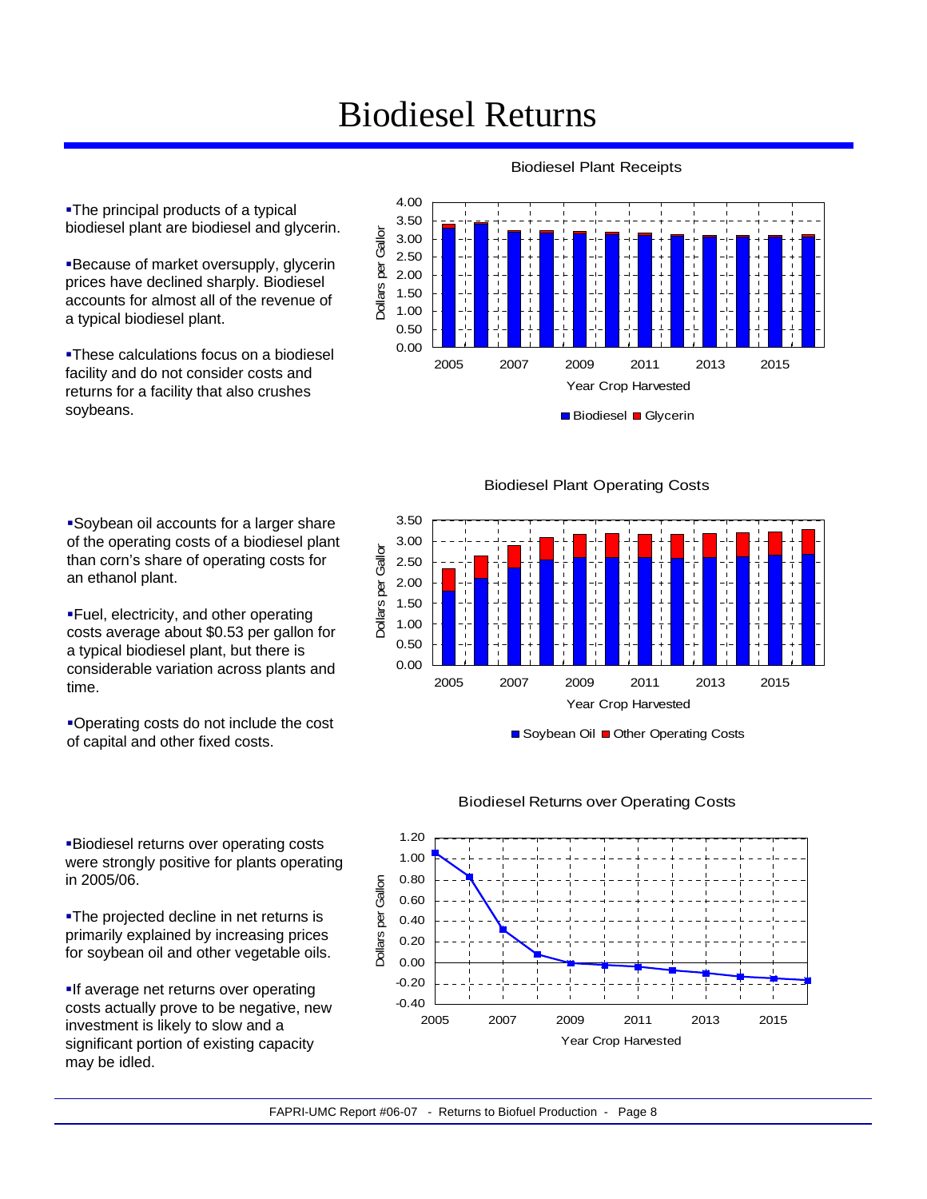# Biodiesel Returns

- The principal products of a typical biodiesel plant are biodiesel and glycerin.
- Because of market oversupply, glycerin prices have declined sharply. Biodiesel accounts for almost all of the revenue of a typical biodiesel plant.
- These calculations focus on a biodiesel facility and do not consider costs and returns for a facility that also crushes soybeans.

Biodiesel Plant Receipts

- Soybean oil accounts for a larger share of the operating costs of a biodiesel plant than corn's share of operating costs for an ethanol plant.
- Fuel, electricity, and other operating costs average about $0.53 per gallon for a typical biodiesel plant, but there is considerable variation across plants and time.
- Operating costs do not include the cost of capital and other fixed costs.

Biodiesel Plant Operating Costs

- Biodiesel returns over operating costs were strongly positive for plants operating in 2005/06.
- The projected decline in net returns is primarily explained by increasing prices for soybean oil and other vegetable oils.
- If average net returns over operating costs actually prove to be negative, new investment is likely to slow and a significant portion of existing capacity may be idled.

Biodiesel Returns over Operating Costs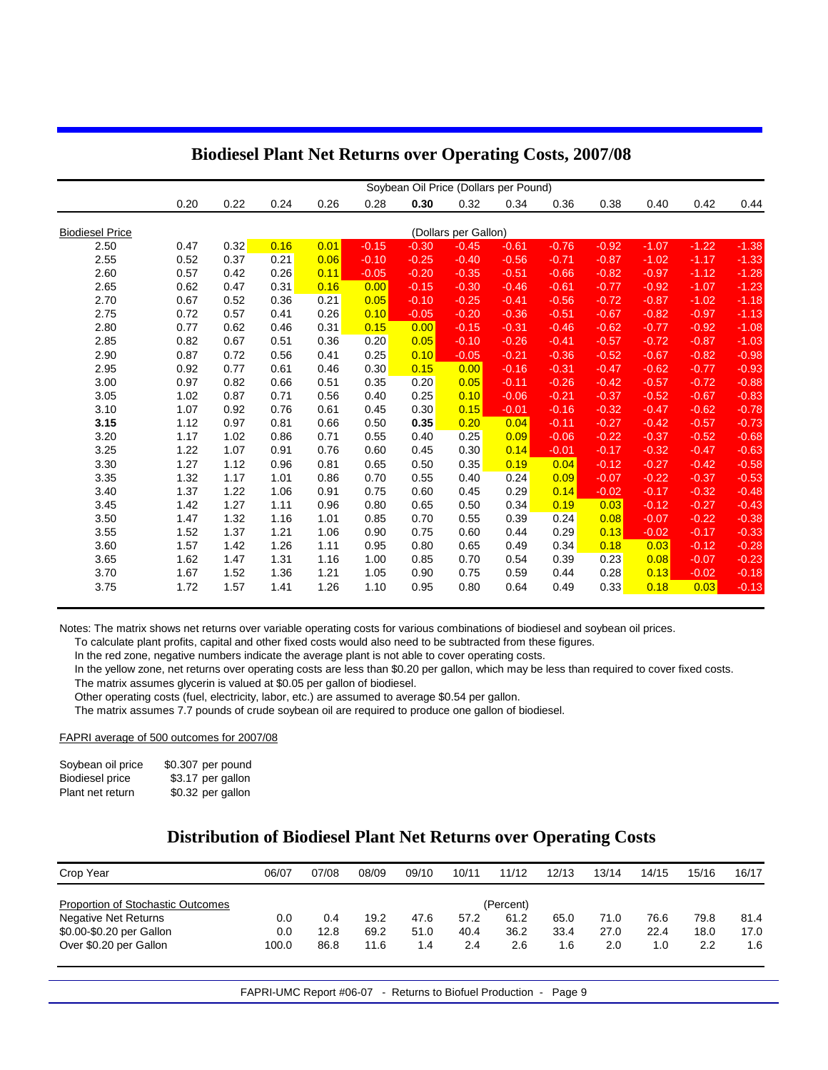## Biodiesel Plant Net Returns over Operating Costs, 2007/08

| | Soybean Oil Price (Dollars per Pound) | | | | | | | | | | | | |
|---|---|---|---|---|---|---|---|---|---|---|---|---|---|
| | 0.20 | 0.22 | 0.24 | 0.26 | 0.28 | **0.30** | 0.32 | 0.34 | 0.36 | 0.38 | 0.40 | 0.42 | 0.44 |
| Biodiesel Price | (Dollars per Gallon) | | | | | | | | | | | | |
| 2.50 | 0.47 | 0.32 | 0.16 | 0.01 | -0.15 | -0.30 | -0.45 | -0.61 | -0.76 | -0.92 | -1.07 | -1.22 | -1.38 |
| 2.55 | 0.52 | 0.37 | 0.21 | 0.06 | -0.10 | -0.25 | -0.40 | -0.56 | -0.71 | -0.87 | -1.02 | -1.17 | -1.33 |
| 2.60 | 0.57 | 0.42 | 0.26 | 0.11 | -0.05 | -0.20 | -0.35 | -0.51 | -0.66 | -0.82 | -0.97 | -1.12 | -1.28 |
| 2.65 | 0.62 | 0.47 | 0.31 | 0.16 | 0.00 | -0.15 | -0.30 | -0.46 | -0.61 | -0.77 | -0.92 | -1.07 | -1.23 |
| 2.70 | 0.67 | 0.52 | 0.36 | 0.21 | 0.05 | -0.10 | -0.25 | -0.41 | -0.56 | -0.72 | -0.87 | -1.02 | -1.18 |
| 2.75 | 0.72 | 0.57 | 0.41 | 0.26 | 0.10 | -0.05 | -0.20 | -0.36 | -0.51 | -0.67 | -0.82 | -0.97 | -1.13 |
| 2.80 | 0.77 | 0.62 | 0.46 | 0.31 | 0.15 | 0.00 | -0.15 | -0.31 | -0.46 | -0.62 | -0.77 | -0.92 | -1.08 |
| 2.85 | 0.82 | 0.67 | 0.51 | 0.36 | 0.20 | 0.05 | -0.10 | -0.26 | -0.41 | -0.57 | -0.72 | -0.87 | -1.03 |
| 2.90 | 0.87 | 0.72 | 0.56 | 0.41 | 0.25 | 0.10 | -0.05 | -0.21 | -0.36 | -0.52 | -0.67 | -0.82 | -0.98 |
| 2.95 | 0.92 | 0.77 | 0.61 | 0.46 | 0.30 | 0.15 | 0.00 | -0.16 | -0.31 | -0.47 | -0.62 | -0.77 | -0.93 |
| 3.00 | 0.97 | 0.82 | 0.66 | 0.51 | 0.35 | 0.20 | 0.05 | -0.11 | -0.26 | -0.42 | -0.57 | -0.72 | -0.88 |
| 3.05 | 1.02 | 0.87 | 0.71 | 0.56 | 0.40 | 0.25 | 0.10 | -0.06 | -0.21 | -0.37 | -0.52 | -0.67 | -0.83 |
| 3.10 | 1.07 | 0.92 | 0.76 | 0.61 | 0.45 | 0.30 | 0.15 | -0.01 | -0.16 | -0.32 | -0.47 | -0.62 | -0.78 |
| **3.15** | 1.12 | 0.97 | 0.81 | 0.66 | 0.50 | **0.35** | 0.20 | 0.04 | -0.11 | -0.27 | -0.42 | -0.57 | -0.73 |
| 3.20 | 1.17 | 1.02 | 0.86 | 0.71 | 0.55 | 0.40 | 0.25 | 0.09 | -0.06 | -0.22 | -0.37 | -0.52 | -0.68 |
| 3.25 | 1.22 | 1.07 | 0.91 | 0.76 | 0.60 | 0.45 | 0.30 | 0.14 | -0.01 | -0.17 | -0.32 | -0.47 | -0.63 |
| 3.30 | 1.27 | 1.12 | 0.96 | 0.81 | 0.65 | 0.50 | 0.35 | 0.19 | 0.04 | -0.12 | -0.27 | -0.42 | -0.58 |
| 3.35 | 1.32 | 1.17 | 1.01 | 0.86 | 0.70 | 0.55 | 0.40 | 0.24 | 0.09 | -0.07 | -0.22 | -0.37 | -0.53 |
| 3.40 | 1.37 | 1.22 | 1.06 | 0.91 | 0.75 | 0.60 | 0.45 | 0.29 | 0.14 | -0.02 | -0.17 | -0.32 | -0.48 |
| 3.45 | 1.42 | 1.27 | 1.11 | 0.96 | 0.80 | 0.65 | 0.50 | 0.34 | 0.19 | 0.03 | -0.12 | -0.27 | -0.43 |
| 3.50 | 1.47 | 1.32 | 1.16 | 1.01 | 0.85 | 0.70 | 0.55 | 0.39 | 0.24 | 0.08 | -0.07 | -0.22 | -0.38 |
| 3.55 | 1.52 | 1.37 | 1.21 | 1.06 | 0.90 | 0.75 | 0.60 | 0.44 | 0.29 | 0.13 | -0.02 | -0.17 | -0.33 |
| 3.60 | 1.57 | 1.42 | 1.26 | 1.11 | 0.95 | 0.80 | 0.65 | 0.49 | 0.34 | 0.18 | 0.03 | -0.12 | -0.28 |
| 3.65 | 1.62 | 1.47 | 1.31 | 1.16 | 1.00 | 0.85 | 0.70 | 0.54 | 0.39 | 0.23 | 0.08 | -0.07 | -0.23 |
| 3.70 | 1.67 | 1.52 | 1.36 | 1.21 | 1.05 | 0.90 | 0.75 | 0.59 | 0.44 | 0.28 | 0.13 | -0.02 | -0.18 |
| 3.75 | 1.72 | 1.57 | 1.41 | 1.26 | 1.10 | 0.95 | 0.80 | 0.64 | 0.49 | 0.33 | 0.18 | 0.03 | -0.13 |

Notes: The matrix shows net returns over variable operating costs for various combinations of biodiesel and soybean oil prices.
To calculate plant profits, capital and other fixed costs would also need to be subtracted from these figures.
In the red zone, negative numbers indicate the average plant is not able to cover operating costs.
In the yellow zone, net returns over operating costs are less than $0.20 per gallon, which may be less than required to cover fixed costs.
The matrix assumes glycerin is valued at $0.05 per gallon of biodiesel.
Other operating costs (fuel, electricity, labor, etc.) are assumed to average $0.54 per gallon.
The matrix assumes 7.7 pounds of crude soybean oil are required to produce one gallon of biodiesel.

FAPRI average of 500 outcomes for 2007/08

| | |
|---|---|
| Soybean oil price | $0.307 per pound |
| Biodiesel price | $3.17 per gallon |
| Plant net return | $0.32 per gallon |

## Distribution of Biodiesel Plant Net Returns over Operating Costs

| Crop Year | 06/07 | 07/08 | 08/09 | 09/10 | 10/11 | 11/12 | 12/13 | 13/14 | 14/15 | 15/16 | 16/17 |
|---|---|---|---|---|---|---|---|---|---|---|---|
| Proportion of Stochastic Outcomes | (Percent) | | | | | | | | | | |
| Negative Net Returns | 0.0 | 0.4 | 19.2 | 47.6 | 57.2 | 61.2 | 65.0 | 71.0 | 76.6 | 79.8 | 81.4 |
| $0.00-$0.20 per Gallon | 0.0 | 12.8 | 69.2 | 51.0 | 40.4 | 36.2 | 33.4 | 27.0 | 22.4 | 18.0 | 17.0 |
| Over $0.20 per Gallon | 100.0 | 86.8 | 11.6 | 1.4 | 2.4 | 2.6 | 1.6 | 2.0 | 1.0 | 2.2 | 1.6 |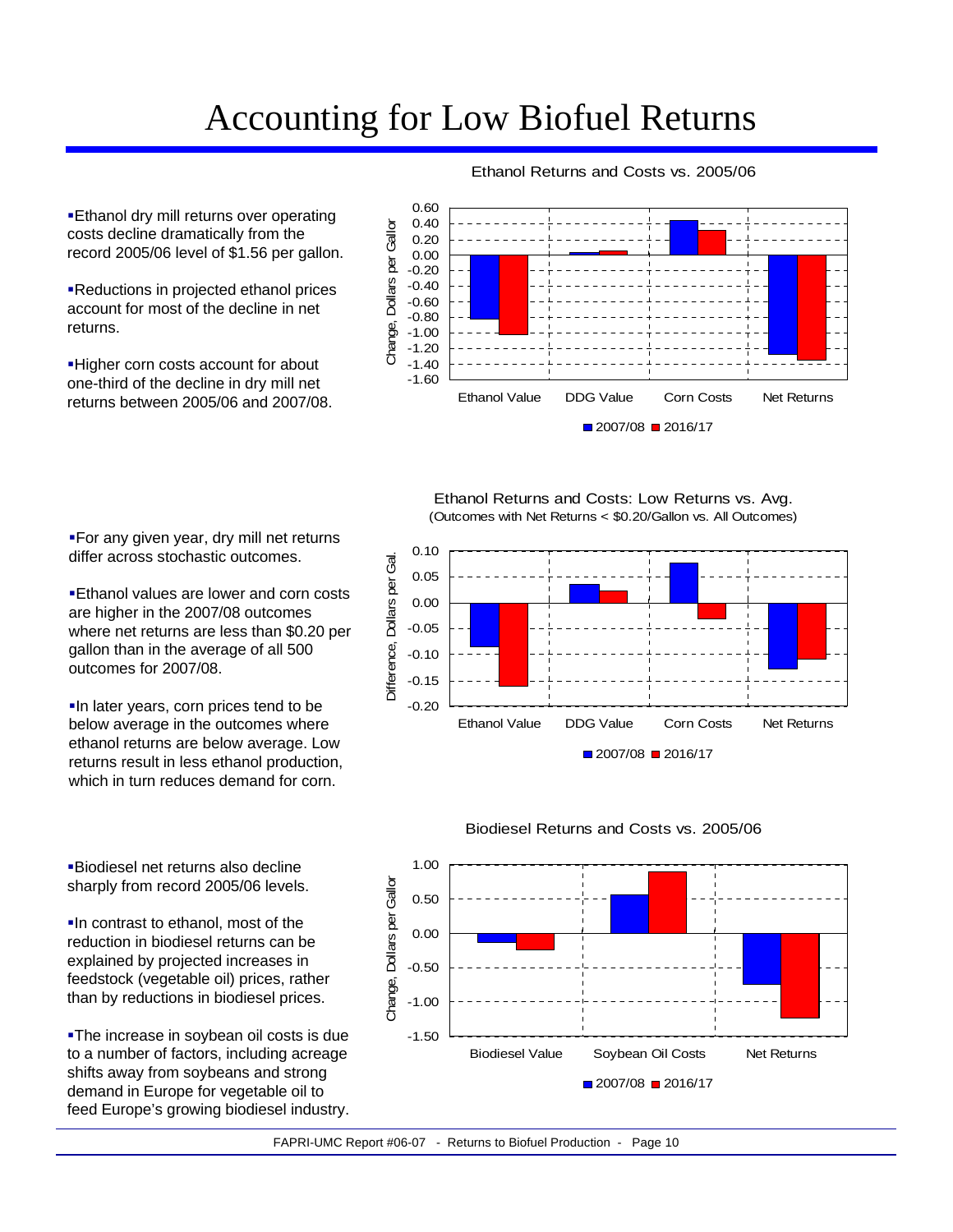# Accounting for Low Biofuel Returns

- Ethanol dry mill returns over operating costs decline dramatically from the record 2005/06 level of $1.56 per gallon.
- Reductions in projected ethanol prices account for most of the decline in net returns.
- Higher corn costs account for about one-third of the decline in dry mill net returns between 2005/06 and 2007/08.

Ethanol Returns and Costs vs. 2005/06

- For any given year, dry mill net returns differ across stochastic outcomes.
- Ethanol values are lower and corn costs are higher in the 2007/08 outcomes where net returns are less than $0.20 per gallon than in the average of all 500 outcomes for 2007/08.
- In later years, corn prices tend to be below average in the outcomes where ethanol returns are below average. Low returns result in less ethanol production, which in turn reduces demand for corn.

Ethanol Returns and Costs: Low Returns vs. Avg.
(Outcomes with Net Returns < $0.20/Gallon vs. All Outcomes)

- Biodiesel net returns also decline sharply from record 2005/06 levels.
- In contrast to ethanol, most of the reduction in biodiesel returns can be explained by projected increases in feedstock (vegetable oil) prices, rather than by reductions in biodiesel prices.
- The increase in soybean oil costs is due to a number of factors, including acreage shifts away from soybeans and strong demand in Europe for vegetable oil to feed Europe's growing biodiesel industry.

Biodiesel Returns and Costs vs. 2005/06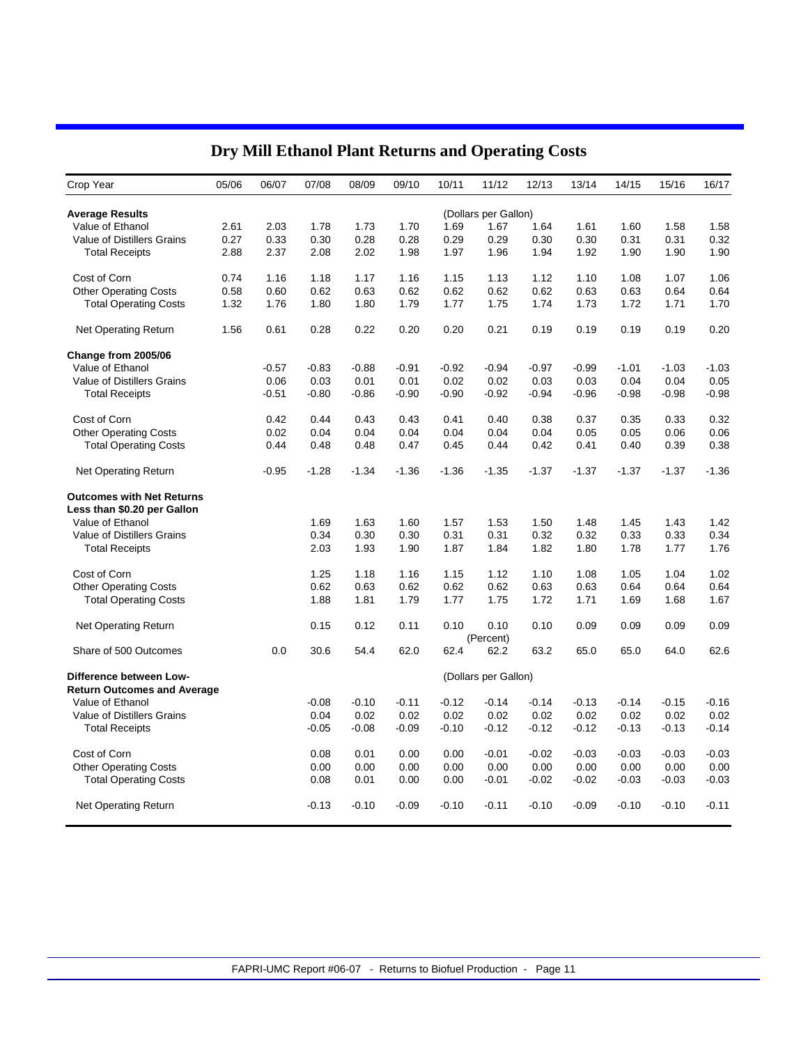# Dry Mill Ethanol Plant Returns and Operating Costs

| Crop Year | 05/06 | 06/07 | 07/08 | 08/09 | 09/10 | 10/11 | 11/12 | 12/13 | 13/14 | 14/15 | 15/16 | 16/17 |
|---|---|---|---|---|---|---|---|---|---|---|---|---|
| **Average Results** | | | | | | | (Dollars per Gallon) | | | | | |
| Value of Ethanol | 2.61 | 2.03 | 1.78 | 1.73 | 1.70 | 1.69 | 1.67 | 1.64 | 1.61 | 1.60 | 1.58 | 1.58 |
| Value of Distillers Grains | 0.27 | 0.33 | 0.30 | 0.28 | 0.28 | 0.29 | 0.29 | 0.30 | 0.30 | 0.31 | 0.31 | 0.32 |
| Total Receipts | 2.88 | 2.37 | 2.08 | 2.02 | 1.98 | 1.97 | 1.96 | 1.94 | 1.92 | 1.90 | 1.90 | 1.90 |
| Cost of Corn | 0.74 | 1.16 | 1.18 | 1.17 | 1.16 | 1.15 | 1.13 | 1.12 | 1.10 | 1.08 | 1.07 | 1.06 |
| Other Operating Costs | 0.58 | 0.60 | 0.62 | 0.63 | 0.62 | 0.62 | 0.62 | 0.62 | 0.63 | 0.63 | 0.64 | 0.64 |
| Total Operating Costs | 1.32 | 1.76 | 1.80 | 1.80 | 1.79 | 1.77 | 1.75 | 1.74 | 1.73 | 1.72 | 1.71 | 1.70 |
| Net Operating Return | 1.56 | 0.61 | 0.28 | 0.22 | 0.20 | 0.20 | 0.21 | 0.19 | 0.19 | 0.19 | 0.19 | 0.20 |
| **Change from 2005/06** | | | | | | | | | | | | |
| Value of Ethanol | | -0.57 | -0.83 | -0.88 | -0.91 | -0.92 | -0.94 | -0.97 | -0.99 | -1.01 | -1.03 | -1.03 |
| Value of Distillers Grains | | 0.06 | 0.03 | 0.01 | 0.01 | 0.02 | 0.02 | 0.03 | 0.03 | 0.04 | 0.04 | 0.05 |
| Total Receipts | | -0.51 | -0.80 | -0.86 | -0.90 | -0.90 | -0.92 | -0.94 | -0.96 | -0.98 | -0.98 | -0.98 |
| Cost of Corn | | 0.42 | 0.44 | 0.43 | 0.43 | 0.41 | 0.40 | 0.38 | 0.37 | 0.35 | 0.33 | 0.32 |
| Other Operating Costs | | 0.02 | 0.04 | 0.04 | 0.04 | 0.04 | 0.04 | 0.04 | 0.05 | 0.05 | 0.06 | 0.06 |
| Total Operating Costs | | 0.44 | 0.48 | 0.48 | 0.47 | 0.45 | 0.44 | 0.42 | 0.41 | 0.40 | 0.39 | 0.38 |
| Net Operating Return | | -0.95 | -1.28 | -1.34 | -1.36 | -1.36 | -1.35 | -1.37 | -1.37 | -1.37 | -1.37 | -1.36 |
| **Outcomes with Net Returns Less than $0.20 per Gallon** | | | | | | | | | | | | |
| Value of Ethanol | | | 1.69 | 1.63 | 1.60 | 1.57 | 1.53 | 1.50 | 1.48 | 1.45 | 1.43 | 1.42 |
| Value of Distillers Grains | | | 0.34 | 0.30 | 0.30 | 0.31 | 0.31 | 0.32 | 0.32 | 0.33 | 0.33 | 0.34 |
| Total Receipts | | | 2.03 | 1.93 | 1.90 | 1.87 | 1.84 | 1.82 | 1.80 | 1.78 | 1.77 | 1.76 |
| Cost of Corn | | | 1.25 | 1.18 | 1.16 | 1.15 | 1.12 | 1.10 | 1.08 | 1.05 | 1.04 | 1.02 |
| Other Operating Costs | | | 0.62 | 0.63 | 0.62 | 0.62 | 0.62 | 0.63 | 0.63 | 0.64 | 0.64 | 0.64 |
| Total Operating Costs | | | 1.88 | 1.81 | 1.79 | 1.77 | 1.75 | 1.72 | 1.71 | 1.69 | 1.68 | 1.67 |
| Net Operating Return | | | 0.15 | 0.12 | 0.11 | 0.10 | 0.10 | 0.10 | 0.09 | 0.09 | 0.09 | 0.09 |
| | | | | | | | (Percent) | | | | | |
| Share of 500 Outcomes | | 0.0 | 30.6 | 54.4 | 62.0 | 62.4 | 62.2 | 63.2 | 65.0 | 65.0 | 64.0 | 62.6 |
| **Difference between Low-Return Outcomes and Average** | | | | | | | (Dollars per Gallon) | | | | | |
| Value of Ethanol | | | -0.08 | -0.10 | -0.11 | -0.12 | -0.14 | -0.14 | -0.13 | -0.14 | -0.15 | -0.16 |
| Value of Distillers Grains | | | 0.04 | 0.02 | 0.02 | 0.02 | 0.02 | 0.02 | 0.02 | 0.02 | 0.02 | 0.02 |
| Total Receipts | | | -0.05 | -0.08 | -0.09 | -0.10 | -0.12 | -0.12 | -0.12 | -0.13 | -0.13 | -0.14 |
| Cost of Corn | | | 0.08 | 0.01 | 0.00 | 0.00 | -0.01 | -0.02 | -0.03 | -0.03 | -0.03 | -0.03 |
| Other Operating Costs | | | 0.00 | 0.00 | 0.00 | 0.00 | 0.00 | 0.00 | 0.00 | 0.00 | 0.00 | 0.00 |
| Total Operating Costs | | | 0.08 | 0.01 | 0.00 | 0.00 | -0.01 | -0.02 | -0.02 | -0.03 | -0.03 | -0.03 |
| Net Operating Return | | | -0.13 | -0.10 | -0.09 | -0.10 | -0.11 | -0.10 | -0.09 | -0.10 | -0.10 | -0.11 |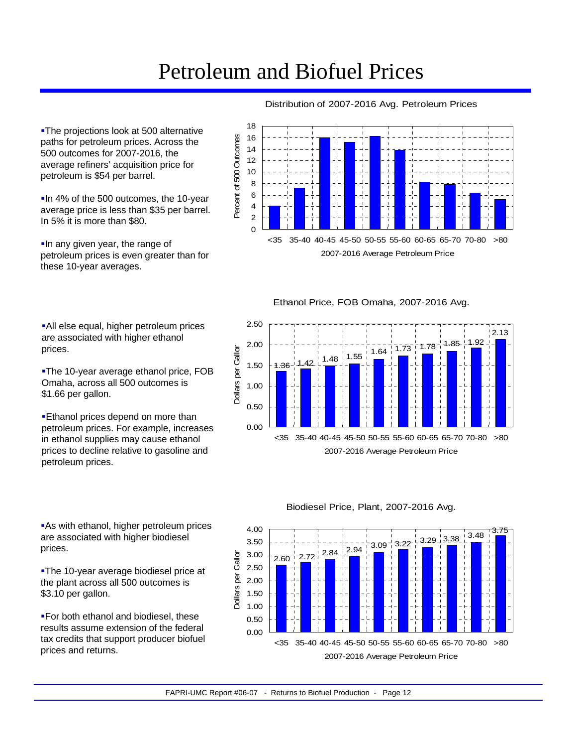# Petroleum and Biofuel Prices

- The projections look at 500 alternative paths for petroleum prices. Across the 500 outcomes for 2007-2016, the average refiners' acquisition price for petroleum is $54 per barrel.
- In 4% of the 500 outcomes, the 10-year average price is less than $35 per barrel. In 5% it is more than $80.
- In any given year, the range of petroleum prices is even greater than for these 10-year averages.

Distribution of 2007-2016 Avg. Petroleum Prices

- All else equal, higher petroleum prices are associated with higher ethanol prices.
- The 10-year average ethanol price, FOB Omaha, across all 500 outcomes is $1.66 per gallon.
- Ethanol prices depend on more than petroleum prices. For example, increases in ethanol supplies may cause ethanol prices to decline relative to gasoline and petroleum prices.

Ethanol Price, FOB Omaha, 2007-2016 Avg.

| 2007-2016 Average Petroleum Price | <35 | 35-40 | 40-45 | 45-50 | 50-55 | 55-60 | 60-65 | 65-70 | 70-80 | >80 |
|---|---|---|---|---|---|---|---|---|---|---|
| Dollars per Gallon | 1.36 | 1.42 | 1.48 | 1.55 | 1.64 | 1.73 | 1.78 | 1.85 | 1.92 | 2.13 |

- As with ethanol, higher petroleum prices are associated with higher biodiesel prices.
- The 10-year average biodiesel price at the plant across all 500 outcomes is $3.10 per gallon.
- For both ethanol and biodiesel, these results assume extension of the federal tax credits that support producer biofuel prices and returns.

Biodiesel Price, Plant, 2007-2016 Avg.

| 2007-2016 Average Petroleum Price | <35 | 35-40 | 40-45 | 45-50 | 50-55 | 55-60 | 60-65 | 65-70 | 70-80 | >80 |
|---|---|---|---|---|---|---|---|---|---|---|
| Dollars per Gallon | 2.60 | 2.72 | 2.84 | 2.94 | 3.09 | 3.22 | 3.29 | 3.38 | 3.48 | 3.75 |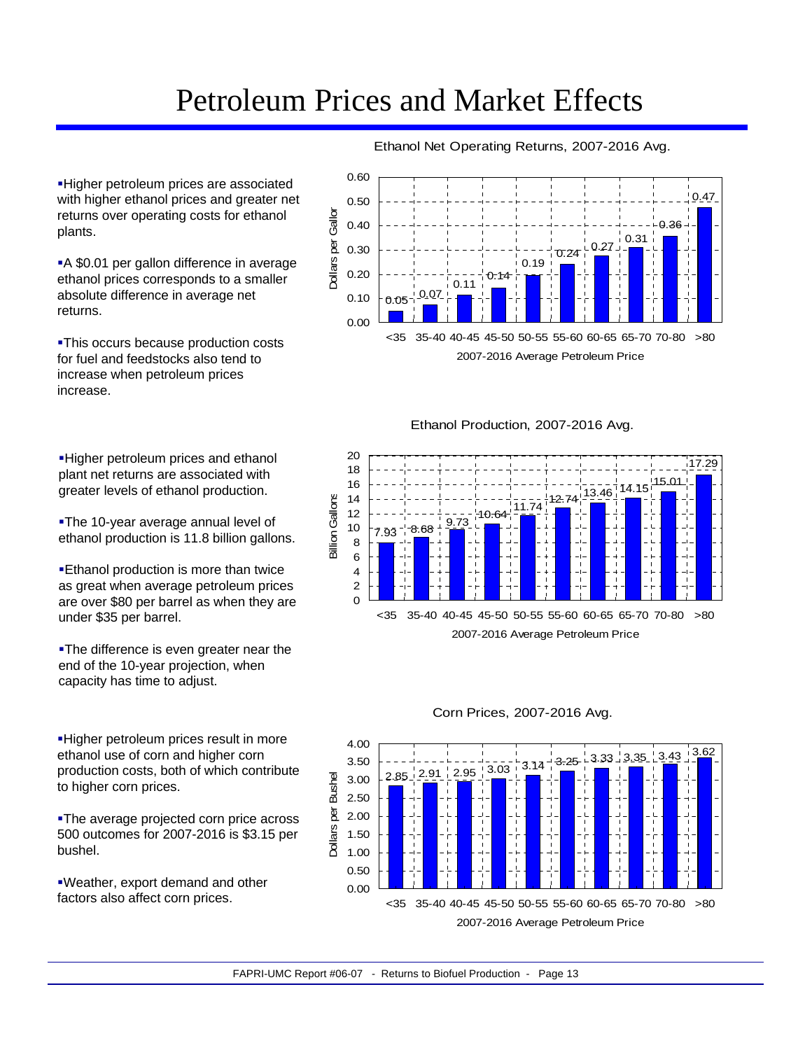# Petroleum Prices and Market Effects

- Higher petroleum prices are associated with higher ethanol prices and greater net returns over operating costs for ethanol plants.
- A $0.01 per gallon difference in average ethanol prices corresponds to a smaller absolute difference in average net returns.
- This occurs because production costs for fuel and feedstocks also tend to increase when petroleum prices increase.

Ethanol Net Operating Returns, 2007-2016 Avg.

| 2007-2016 Average Petroleum Price | <35 | 35-40 | 40-45 | 45-50 | 50-55 | 55-60 | 60-65 | 65-70 | 70-80 | >80 |
|---|---|---|---|---|---|---|---|---|---|---|
| Dollars per Gallon | 0.05 | 0.07 | 0.11 | 0.14 | 0.19 | 0.24 | 0.27 | 0.31 | 0.36 | 0.47 |

- Higher petroleum prices and ethanol plant net returns are associated with greater levels of ethanol production.
- The 10-year average annual level of ethanol production is 11.8 billion gallons.
- Ethanol production is more than twice as great when average petroleum prices are over $80 per barrel as when they are under $35 per barrel.
- The difference is even greater near the end of the 10-year projection, when capacity has time to adjust.

Ethanol Production, 2007-2016 Avg.

| 2007-2016 Average Petroleum Price | <35 | 35-40 | 40-45 | 45-50 | 50-55 | 55-60 | 60-65 | 65-70 | 70-80 | >80 |
|---|---|---|---|---|---|---|---|---|---|---|
| Billion Gallons | 7.93 | 8.68 | 9.73 | 10.64 | 11.74 | 12.74 | 13.46 | 14.15 | 15.01 | 17.29 |

- Higher petroleum prices result in more ethanol use of corn and higher corn production costs, both of which contribute to higher corn prices.
- The average projected corn price across 500 outcomes for 2007-2016 is $3.15 per bushel.
- Weather, export demand and other factors also affect corn prices.

Corn Prices, 2007-2016 Avg.

| 2007-2016 Average Petroleum Price | <35 | 35-40 | 40-45 | 45-50 | 50-55 | 55-60 | 60-65 | 65-70 | 70-80 | >80 |
|---|---|---|---|---|---|---|---|---|---|---|
| Dollars per Bushel | 2.85 | 2.91 | 2.95 | 3.03 | 3.14 | 3.25 | 3.33 | 3.35 | 3.43 | 3.62 |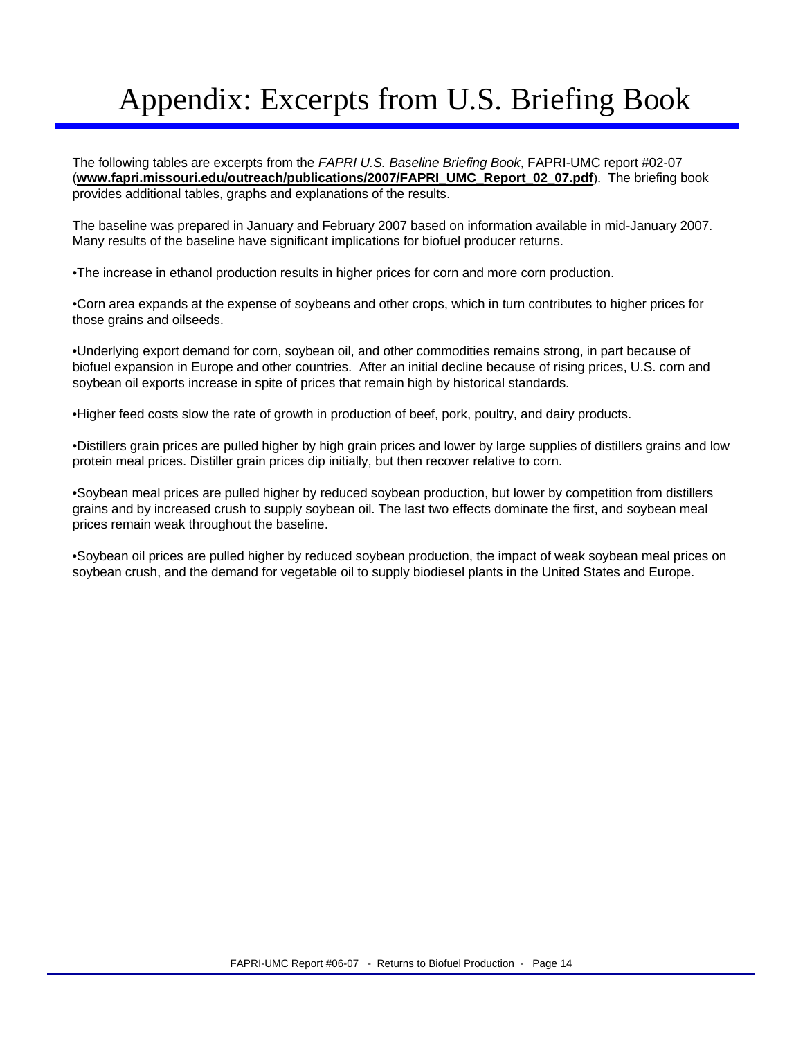# Appendix: Excerpts from U.S. Briefing Book

The following tables are excerpts from the *FAPRI U.S. Baseline Briefing Book*, FAPRI-UMC report #02-07 (**www.fapri.missouri.edu/outreach/publications/2007/FAPRI_UMC_Report_02_07.pdf**). The briefing book provides additional tables, graphs and explanations of the results.

The baseline was prepared in January and February 2007 based on information available in mid-January 2007. Many results of the baseline have significant implications for biofuel producer returns.

•The increase in ethanol production results in higher prices for corn and more corn production.

•Corn area expands at the expense of soybeans and other crops, which in turn contributes to higher prices for those grains and oilseeds.

•Underlying export demand for corn, soybean oil, and other commodities remains strong, in part because of biofuel expansion in Europe and other countries. After an initial decline because of rising prices, U.S. corn and soybean oil exports increase in spite of prices that remain high by historical standards.

•Higher feed costs slow the rate of growth in production of beef, pork, poultry, and dairy products.

•Distillers grain prices are pulled higher by high grain prices and lower by large supplies of distillers grains and low protein meal prices. Distiller grain prices dip initially, but then recover relative to corn.

•Soybean meal prices are pulled higher by reduced soybean production, but lower by competition from distillers grains and by increased crush to supply soybean oil. The last two effects dominate the first, and soybean meal prices remain weak throughout the baseline.

•Soybean oil prices are pulled higher by reduced soybean production, the impact of weak soybean meal prices on soybean crush, and the demand for vegetable oil to supply biodiesel plants in the United States and Europe.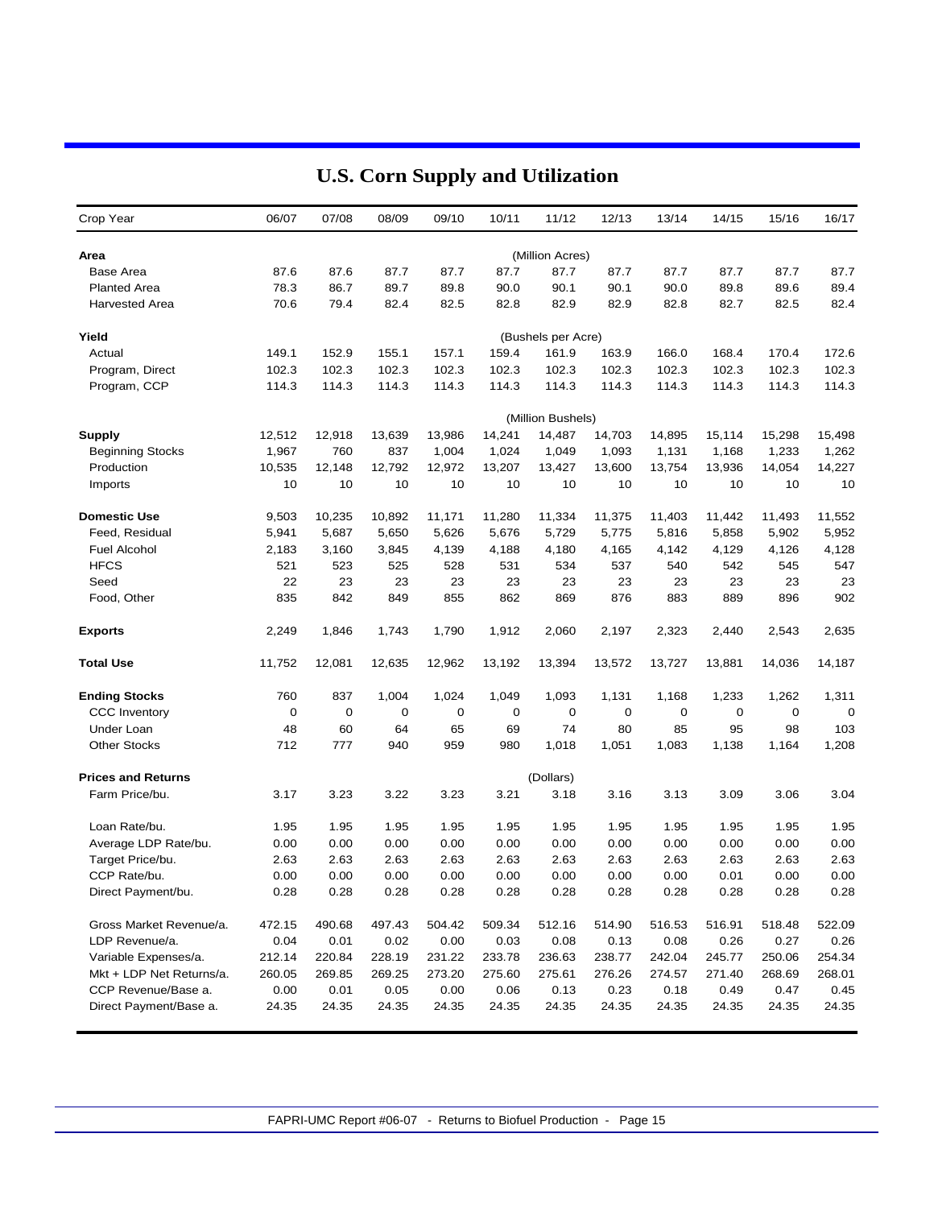# U.S. Corn Supply and Utilization

| Crop Year | 06/07 | 07/08 | 08/09 | 09/10 | 10/11 | 11/12 | 12/13 | 13/14 | 14/15 | 15/16 | 16/17 |
|---|---|---|---|---|---|---|---|---|---|---|---|
| **Area** | | | | | | (Million Acres) | | | | | |
| Base Area | 87.6 | 87.6 | 87.7 | 87.7 | 87.7 | 87.7 | 87.7 | 87.7 | 87.7 | 87.7 | 87.7 |
| Planted Area | 78.3 | 86.7 | 89.7 | 89.8 | 90.0 | 90.1 | 90.1 | 90.0 | 89.8 | 89.6 | 89.4 |
| Harvested Area | 70.6 | 79.4 | 82.4 | 82.5 | 82.8 | 82.9 | 82.9 | 82.8 | 82.7 | 82.5 | 82.4 |
| **Yield** | | | | | | (Bushels per Acre) | | | | | |
| Actual | 149.1 | 152.9 | 155.1 | 157.1 | 159.4 | 161.9 | 163.9 | 166.0 | 168.4 | 170.4 | 172.6 |
| Program, Direct | 102.3 | 102.3 | 102.3 | 102.3 | 102.3 | 102.3 | 102.3 | 102.3 | 102.3 | 102.3 | 102.3 |
| Program, CCP | 114.3 | 114.3 | 114.3 | 114.3 | 114.3 | 114.3 | 114.3 | 114.3 | 114.3 | 114.3 | 114.3 |
| | | | | | | (Million Bushels) | | | | | |
| **Supply** | 12,512 | 12,918 | 13,639 | 13,986 | 14,241 | 14,487 | 14,703 | 14,895 | 15,114 | 15,298 | 15,498 |
| Beginning Stocks | 1,967 | 760 | 837 | 1,004 | 1,024 | 1,049 | 1,093 | 1,131 | 1,168 | 1,233 | 1,262 |
| Production | 10,535 | 12,148 | 12,792 | 12,972 | 13,207 | 13,427 | 13,600 | 13,754 | 13,936 | 14,054 | 14,227 |
| Imports | 10 | 10 | 10 | 10 | 10 | 10 | 10 | 10 | 10 | 10 | 10 |
| **Domestic Use** | 9,503 | 10,235 | 10,892 | 11,171 | 11,280 | 11,334 | 11,375 | 11,403 | 11,442 | 11,493 | 11,552 |
| Feed, Residual | 5,941 | 5,687 | 5,650 | 5,626 | 5,676 | 5,729 | 5,775 | 5,816 | 5,858 | 5,902 | 5,952 |
| Fuel Alcohol | 2,183 | 3,160 | 3,845 | 4,139 | 4,188 | 4,180 | 4,165 | 4,142 | 4,129 | 4,126 | 4,128 |
| HFCS | 521 | 523 | 525 | 528 | 531 | 534 | 537 | 540 | 542 | 545 | 547 |
| Seed | 22 | 23 | 23 | 23 | 23 | 23 | 23 | 23 | 23 | 23 | 23 |
| Food, Other | 835 | 842 | 849 | 855 | 862 | 869 | 876 | 883 | 889 | 896 | 902 |
| **Exports** | 2,249 | 1,846 | 1,743 | 1,790 | 1,912 | 2,060 | 2,197 | 2,323 | 2,440 | 2,543 | 2,635 |
| **Total Use** | 11,752 | 12,081 | 12,635 | 12,962 | 13,192 | 13,394 | 13,572 | 13,727 | 13,881 | 14,036 | 14,187 |
| **Ending Stocks** | 760 | 837 | 1,004 | 1,024 | 1,049 | 1,093 | 1,131 | 1,168 | 1,233 | 1,262 | 1,311 |
| CCC Inventory | 0 | 0 | 0 | 0 | 0 | 0 | 0 | 0 | 0 | 0 | 0 |
| Under Loan | 48 | 60 | 64 | 65 | 69 | 74 | 80 | 85 | 95 | 98 | 103 |
| Other Stocks | 712 | 777 | 940 | 959 | 980 | 1,018 | 1,051 | 1,083 | 1,138 | 1,164 | 1,208 |
| **Prices and Returns** | | | | | | (Dollars) | | | | | |
| Farm Price/bu. | 3.17 | 3.23 | 3.22 | 3.23 | 3.21 | 3.18 | 3.16 | 3.13 | 3.09 | 3.06 | 3.04 |
| Loan Rate/bu. | 1.95 | 1.95 | 1.95 | 1.95 | 1.95 | 1.95 | 1.95 | 1.95 | 1.95 | 1.95 | 1.95 |
| Average LDP Rate/bu. | 0.00 | 0.00 | 0.00 | 0.00 | 0.00 | 0.00 | 0.00 | 0.00 | 0.00 | 0.00 | 0.00 |
| Target Price/bu. | 2.63 | 2.63 | 2.63 | 2.63 | 2.63 | 2.63 | 2.63 | 2.63 | 2.63 | 2.63 | 2.63 |
| CCP Rate/bu. | 0.00 | 0.00 | 0.00 | 0.00 | 0.00 | 0.00 | 0.00 | 0.00 | 0.01 | 0.00 | 0.00 |
| Direct Payment/bu. | 0.28 | 0.28 | 0.28 | 0.28 | 0.28 | 0.28 | 0.28 | 0.28 | 0.28 | 0.28 | 0.28 |
| Gross Market Revenue/a. | 472.15 | 490.68 | 497.43 | 504.42 | 509.34 | 512.16 | 514.90 | 516.53 | 516.91 | 518.48 | 522.09 |
| LDP Revenue/a. | 0.04 | 0.01 | 0.02 | 0.00 | 0.03 | 0.08 | 0.13 | 0.08 | 0.26 | 0.27 | 0.26 |
| Variable Expenses/a. | 212.14 | 220.84 | 228.19 | 231.22 | 233.78 | 236.63 | 238.77 | 242.04 | 245.77 | 250.06 | 254.34 |
| Mkt + LDP Net Returns/a. | 260.05 | 269.85 | 269.25 | 273.20 | 275.60 | 275.61 | 276.26 | 274.57 | 271.40 | 268.69 | 268.01 |
| CCP Revenue/Base a. | 0.00 | 0.01 | 0.05 | 0.00 | 0.06 | 0.13 | 0.23 | 0.18 | 0.49 | 0.47 | 0.45 |
| Direct Payment/Base a. | 24.35 | 24.35 | 24.35 | 24.35 | 24.35 | 24.35 | 24.35 | 24.35 | 24.35 | 24.35 | 24.35 |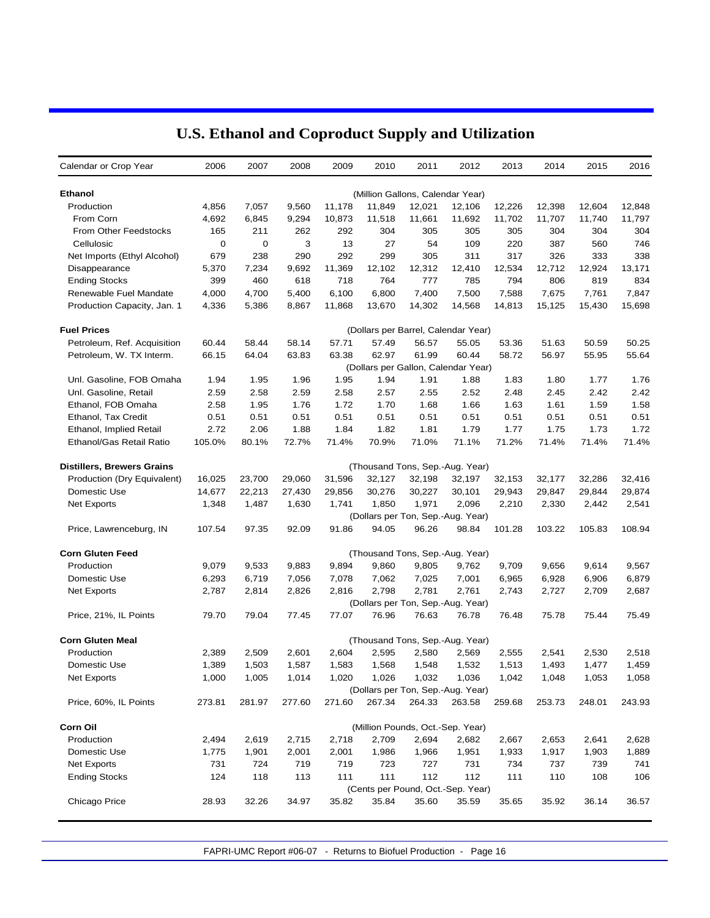# U.S. Ethanol and Coproduct Supply and Utilization

| Calendar or Crop Year | 2006 | 2007 | 2008 | 2009 | 2010 | 2011 | 2012 | 2013 | 2014 | 2015 | 2016 |
|---|---|---|---|---|---|---|---|---|---|---|---|
| **Ethanol** | | | | | (Million Gallons, Calendar Year) | | | | | | |
| Production | 4,856 | 7,057 | 9,560 | 11,178 | 11,849 | 12,021 | 12,106 | 12,226 | 12,398 | 12,604 | 12,848 |
| From Corn | 4,692 | 6,845 | 9,294 | 10,873 | 11,518 | 11,661 | 11,692 | 11,702 | 11,707 | 11,740 | 11,797 |
| From Other Feedstocks | 165 | 211 | 262 | 292 | 304 | 305 | 305 | 305 | 304 | 304 | 304 |
| Cellulosic | 0 | 0 | 3 | 13 | 27 | 54 | 109 | 220 | 387 | 560 | 746 |
| Net Imports (Ethyl Alcohol) | 679 | 238 | 290 | 292 | 299 | 305 | 311 | 317 | 326 | 333 | 338 |
| Disappearance | 5,370 | 7,234 | 9,692 | 11,369 | 12,102 | 12,312 | 12,410 | 12,534 | 12,712 | 12,924 | 13,171 |
| Ending Stocks | 399 | 460 | 618 | 718 | 764 | 777 | 785 | 794 | 806 | 819 | 834 |
| Renewable Fuel Mandate | 4,000 | 4,700 | 5,400 | 6,100 | 6,800 | 7,400 | 7,500 | 7,588 | 7,675 | 7,761 | 7,847 |
| Production Capacity, Jan. 1 | 4,336 | 5,386 | 8,867 | 11,868 | 13,670 | 14,302 | 14,568 | 14,813 | 15,125 | 15,430 | 15,698 |
| **Fuel Prices** | | | | | (Dollars per Barrel, Calendar Year) | | | | | | |
| Petroleum, Ref. Acquisition | 60.44 | 58.44 | 58.14 | 57.71 | 57.49 | 56.57 | 55.05 | 53.36 | 51.63 | 50.59 | 50.25 |
| Petroleum, W. TX Interm. | 66.15 | 64.04 | 63.83 | 63.38 | 62.97 | 61.99 | 60.44 | 58.72 | 56.97 | 55.95 | 55.64 |
| | | | | | (Dollars per Gallon, Calendar Year) | | | | | | |
| Unl. Gasoline, FOB Omaha | 1.94 | 1.95 | 1.96 | 1.95 | 1.94 | 1.91 | 1.88 | 1.83 | 1.80 | 1.77 | 1.76 |
| Unl. Gasoline, Retail | 2.59 | 2.58 | 2.59 | 2.58 | 2.57 | 2.55 | 2.52 | 2.48 | 2.45 | 2.42 | 2.42 |
| Ethanol, FOB Omaha | 2.58 | 1.95 | 1.76 | 1.72 | 1.70 | 1.68 | 1.66 | 1.63 | 1.61 | 1.59 | 1.58 |
| Ethanol, Tax Credit | 0.51 | 0.51 | 0.51 | 0.51 | 0.51 | 0.51 | 0.51 | 0.51 | 0.51 | 0.51 | 0.51 |
| Ethanol, Implied Retail | 2.72 | 2.06 | 1.88 | 1.84 | 1.82 | 1.81 | 1.79 | 1.77 | 1.75 | 1.73 | 1.72 |
| Ethanol/Gas Retail Ratio | 105.0% | 80.1% | 72.7% | 71.4% | 70.9% | 71.0% | 71.1% | 71.2% | 71.4% | 71.4% | 71.4% |
| **Distillers, Brewers Grains** | | | | | (Thousand Tons, Sep.-Aug. Year) | | | | | | |
| Production (Dry Equivalent) | 16,025 | 23,700 | 29,060 | 31,596 | 32,127 | 32,198 | 32,197 | 32,153 | 32,177 | 32,286 | 32,416 |
| Domestic Use | 14,677 | 22,213 | 27,430 | 29,856 | 30,276 | 30,227 | 30,101 | 29,943 | 29,847 | 29,844 | 29,874 |
| Net Exports | 1,348 | 1,487 | 1,630 | 1,741 | 1,850 | 1,971 | 2,096 | 2,210 | 2,330 | 2,442 | 2,541 |
| | | | | | (Dollars per Ton, Sep.-Aug. Year) | | | | | | |
| Price, Lawrenceburg, IN | 107.54 | 97.35 | 92.09 | 91.86 | 94.05 | 96.26 | 98.84 | 101.28 | 103.22 | 105.83 | 108.94 |
| **Corn Gluten Feed** | | | | | (Thousand Tons, Sep.-Aug. Year) | | | | | | |
| Production | 9,079 | 9,533 | 9,883 | 9,894 | 9,860 | 9,805 | 9,762 | 9,709 | 9,656 | 9,614 | 9,567 |
| Domestic Use | 6,293 | 6,719 | 7,056 | 7,078 | 7,062 | 7,025 | 7,001 | 6,965 | 6,928 | 6,906 | 6,879 |
| Net Exports | 2,787 | 2,814 | 2,826 | 2,816 | 2,798 | 2,781 | 2,761 | 2,743 | 2,727 | 2,709 | 2,687 |
| | | | | | (Dollars per Ton, Sep.-Aug. Year) | | | | | | |
| Price, 21%, IL Points | 79.70 | 79.04 | 77.45 | 77.07 | 76.96 | 76.63 | 76.78 | 76.48 | 75.78 | 75.44 | 75.49 |
| **Corn Gluten Meal** | | | | | (Thousand Tons, Sep.-Aug. Year) | | | | | | |
| Production | 2,389 | 2,509 | 2,601 | 2,604 | 2,595 | 2,580 | 2,569 | 2,555 | 2,541 | 2,530 | 2,518 |
| Domestic Use | 1,389 | 1,503 | 1,587 | 1,583 | 1,568 | 1,548 | 1,532 | 1,513 | 1,493 | 1,477 | 1,459 |
| Net Exports | 1,000 | 1,005 | 1,014 | 1,020 | 1,026 | 1,032 | 1,036 | 1,042 | 1,048 | 1,053 | 1,058 |
| | | | | | (Dollars per Ton, Sep.-Aug. Year) | | | | | | |
| Price, 60%, IL Points | 273.81 | 281.97 | 277.60 | 271.60 | 267.34 | 264.33 | 263.58 | 259.68 | 253.73 | 248.01 | 243.93 |
| **Corn Oil** | | | | | (Million Pounds, Oct.-Sep. Year) | | | | | | |
| Production | 2,494 | 2,619 | 2,715 | 2,718 | 2,709 | 2,694 | 2,682 | 2,667 | 2,653 | 2,641 | 2,628 |
| Domestic Use | 1,775 | 1,901 | 2,001 | 2,001 | 1,986 | 1,966 | 1,951 | 1,933 | 1,917 | 1,903 | 1,889 |
| Net Exports | 731 | 724 | 719 | 719 | 723 | 727 | 731 | 734 | 737 | 739 | 741 |
| Ending Stocks | 124 | 118 | 113 | 111 | 111 | 112 | 112 | 111 | 110 | 108 | 106 |
| | | | | | (Cents per Pound, Oct.-Sep. Year) | | | | | | |
| Chicago Price | 28.93 | 32.26 | 34.97 | 35.82 | 35.84 | 35.60 | 35.59 | 35.65 | 35.92 | 36.14 | 36.57 |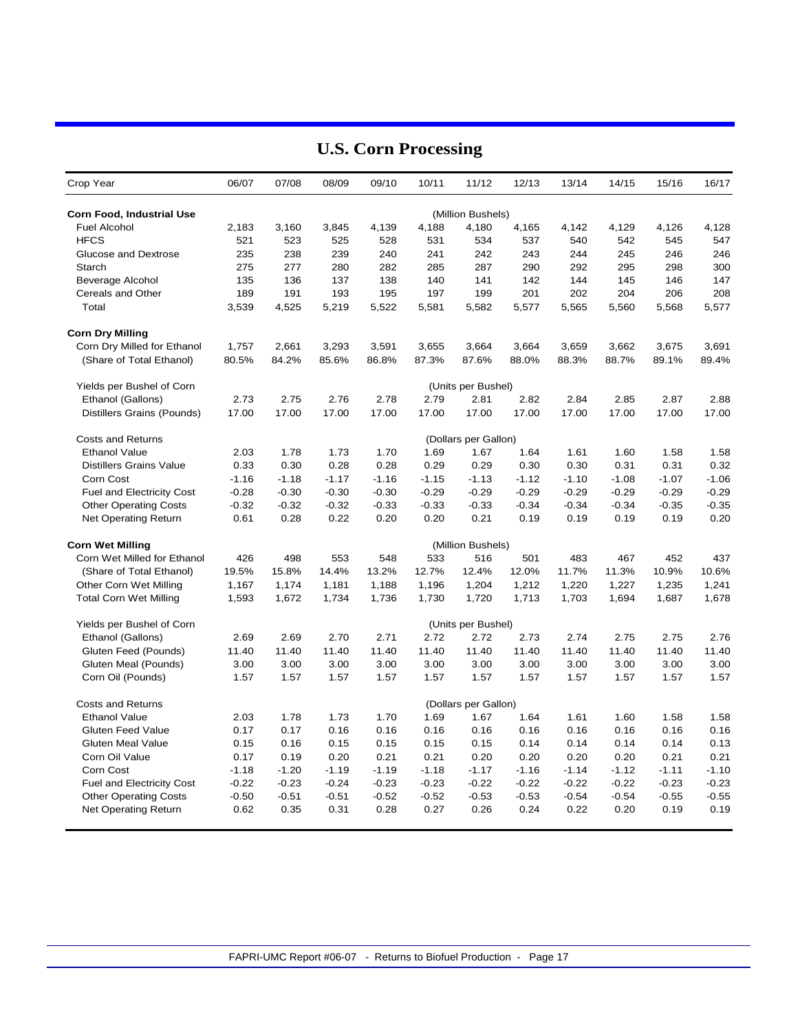# U.S. Corn Processing

| Crop Year | 06/07 | 07/08 | 08/09 | 09/10 | 10/11 | 11/12 | 12/13 | 13/14 | 14/15 | 15/16 | 16/17 |
|---|---|---|---|---|---|---|---|---|---|---|---|
| **Corn Food, Industrial Use** | | | | | | (Million Bushels) | | | | | |
| Fuel Alcohol | 2,183 | 3,160 | 3,845 | 4,139 | 4,188 | 4,180 | 4,165 | 4,142 | 4,129 | 4,126 | 4,128 |
| HFCS | 521 | 523 | 525 | 528 | 531 | 534 | 537 | 540 | 542 | 545 | 547 |
| Glucose and Dextrose | 235 | 238 | 239 | 240 | 241 | 242 | 243 | 244 | 245 | 246 | 246 |
| Starch | 275 | 277 | 280 | 282 | 285 | 287 | 290 | 292 | 295 | 298 | 300 |
| Beverage Alcohol | 135 | 136 | 137 | 138 | 140 | 141 | 142 | 144 | 145 | 146 | 147 |
| Cereals and Other | 189 | 191 | 193 | 195 | 197 | 199 | 201 | 202 | 204 | 206 | 208 |
| Total | 3,539 | 4,525 | 5,219 | 5,522 | 5,581 | 5,582 | 5,577 | 5,565 | 5,560 | 5,568 | 5,577 |
| **Corn Dry Milling** | | | | | | | | | | | |
| Corn Dry Milled for Ethanol | 1,757 | 2,661 | 3,293 | 3,591 | 3,655 | 3,664 | 3,664 | 3,659 | 3,662 | 3,675 | 3,691 |
| (Share of Total Ethanol) | 80.5% | 84.2% | 85.6% | 86.8% | 87.3% | 87.6% | 88.0% | 88.3% | 88.7% | 89.1% | 89.4% |
| Yields per Bushel of Corn | | | | | | (Units per Bushel) | | | | | |
| Ethanol (Gallons) | 2.73 | 2.75 | 2.76 | 2.78 | 2.79 | 2.81 | 2.82 | 2.84 | 2.85 | 2.87 | 2.88 |
| Distillers Grains (Pounds) | 17.00 | 17.00 | 17.00 | 17.00 | 17.00 | 17.00 | 17.00 | 17.00 | 17.00 | 17.00 | 17.00 |
| Costs and Returns | | | | | | (Dollars per Gallon) | | | | | |
| Ethanol Value | 2.03 | 1.78 | 1.73 | 1.70 | 1.69 | 1.67 | 1.64 | 1.61 | 1.60 | 1.58 | 1.58 |
| Distillers Grains Value | 0.33 | 0.30 | 0.28 | 0.28 | 0.29 | 0.29 | 0.30 | 0.30 | 0.31 | 0.31 | 0.32 |
| Corn Cost | -1.16 | -1.18 | -1.17 | -1.16 | -1.15 | -1.13 | -1.12 | -1.10 | -1.08 | -1.07 | -1.06 |
| Fuel and Electricity Cost | -0.28 | -0.30 | -0.30 | -0.30 | -0.29 | -0.29 | -0.29 | -0.29 | -0.29 | -0.29 | -0.29 |
| Other Operating Costs | -0.32 | -0.32 | -0.32 | -0.33 | -0.33 | -0.33 | -0.34 | -0.34 | -0.34 | -0.35 | -0.35 |
| Net Operating Return | 0.61 | 0.28 | 0.22 | 0.20 | 0.20 | 0.21 | 0.19 | 0.19 | 0.19 | 0.19 | 0.20 |
| **Corn Wet Milling** | | | | | | (Million Bushels) | | | | | |
| Corn Wet Milled for Ethanol | 426 | 498 | 553 | 548 | 533 | 516 | 501 | 483 | 467 | 452 | 437 |
| (Share of Total Ethanol) | 19.5% | 15.8% | 14.4% | 13.2% | 12.7% | 12.4% | 12.0% | 11.7% | 11.3% | 10.9% | 10.6% |
| Other Corn Wet Milling | 1,167 | 1,174 | 1,181 | 1,188 | 1,196 | 1,204 | 1,212 | 1,220 | 1,227 | 1,235 | 1,241 |
| Total Corn Wet Milling | 1,593 | 1,672 | 1,734 | 1,736 | 1,730 | 1,720 | 1,713 | 1,703 | 1,694 | 1,687 | 1,678 |
| Yields per Bushel of Corn | | | | | | (Units per Bushel) | | | | | |
| Ethanol (Gallons) | 2.69 | 2.69 | 2.70 | 2.71 | 2.72 | 2.72 | 2.73 | 2.74 | 2.75 | 2.75 | 2.76 |
| Gluten Feed (Pounds) | 11.40 | 11.40 | 11.40 | 11.40 | 11.40 | 11.40 | 11.40 | 11.40 | 11.40 | 11.40 | 11.40 |
| Gluten Meal (Pounds) | 3.00 | 3.00 | 3.00 | 3.00 | 3.00 | 3.00 | 3.00 | 3.00 | 3.00 | 3.00 | 3.00 |
| Corn Oil (Pounds) | 1.57 | 1.57 | 1.57 | 1.57 | 1.57 | 1.57 | 1.57 | 1.57 | 1.57 | 1.57 | 1.57 |
| Costs and Returns | | | | | | (Dollars per Gallon) | | | | | |
| Ethanol Value | 2.03 | 1.78 | 1.73 | 1.70 | 1.69 | 1.67 | 1.64 | 1.61 | 1.60 | 1.58 | 1.58 |
| Gluten Feed Value | 0.17 | 0.17 | 0.16 | 0.16 | 0.16 | 0.16 | 0.16 | 0.16 | 0.16 | 0.16 | 0.16 |
| Gluten Meal Value | 0.15 | 0.16 | 0.15 | 0.15 | 0.15 | 0.15 | 0.14 | 0.14 | 0.14 | 0.14 | 0.13 |
| Corn Oil Value | 0.17 | 0.19 | 0.20 | 0.21 | 0.21 | 0.20 | 0.20 | 0.20 | 0.20 | 0.21 | 0.21 |
| Corn Cost | -1.18 | -1.20 | -1.19 | -1.19 | -1.18 | -1.17 | -1.16 | -1.14 | -1.12 | -1.11 | -1.10 |
| Fuel and Electricity Cost | -0.22 | -0.23 | -0.24 | -0.23 | -0.23 | -0.22 | -0.22 | -0.22 | -0.22 | -0.23 | -0.23 |
| Other Operating Costs | -0.50 | -0.51 | -0.51 | -0.52 | -0.52 | -0.53 | -0.53 | -0.54 | -0.54 | -0.55 | -0.55 |
| Net Operating Return | 0.62 | 0.35 | 0.31 | 0.28 | 0.27 | 0.26 | 0.24 | 0.22 | 0.20 | 0.19 | 0.19 |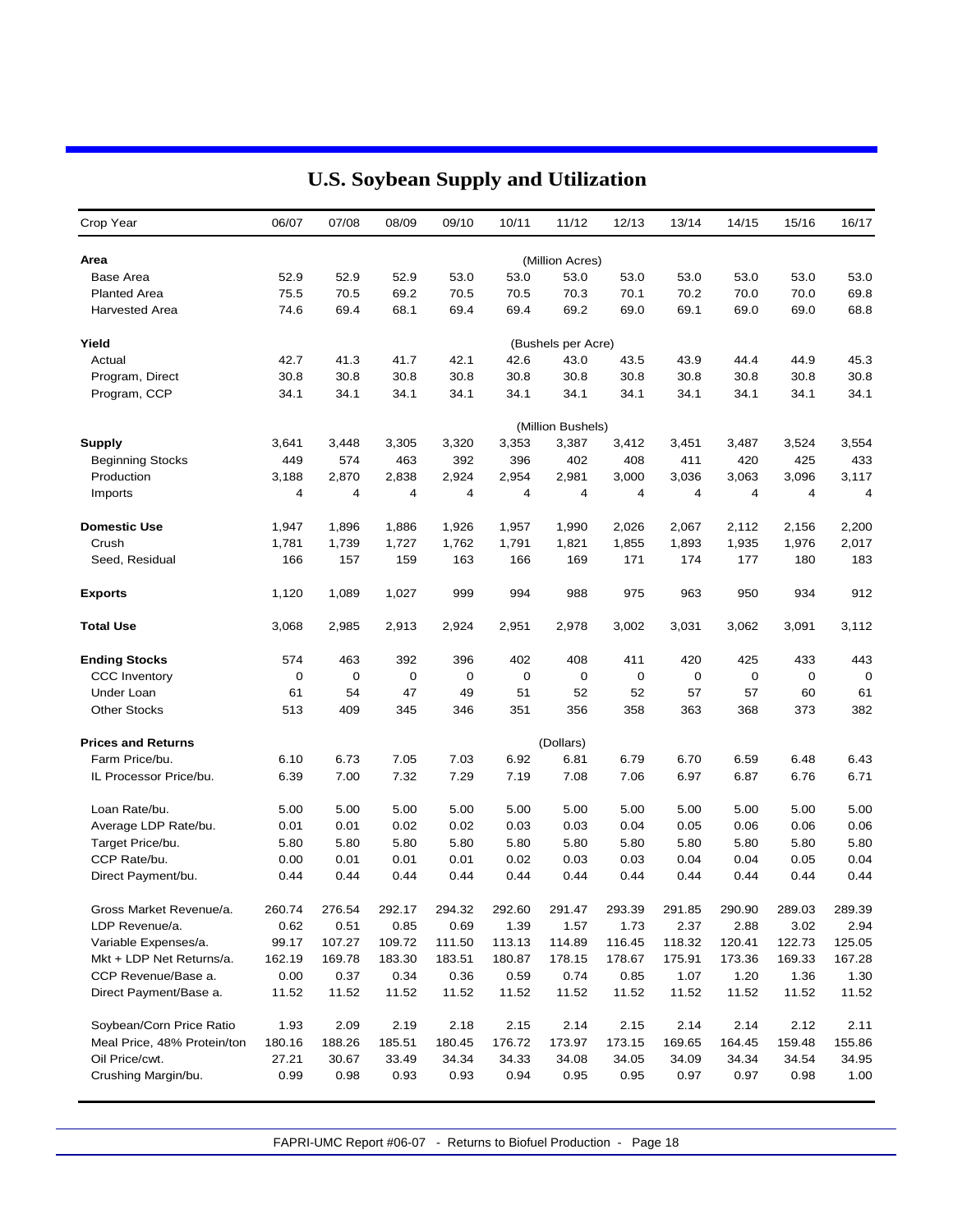# U.S. Soybean Supply and Utilization

| Crop Year | 06/07 | 07/08 | 08/09 | 09/10 | 10/11 | 11/12 | 12/13 | 13/14 | 14/15 | 15/16 | 16/17 |
|---|---|---|---|---|---|---|---|---|---|---|---|
| **Area** | | | | | | (Million Acres) | | | | | |
| Base Area | 52.9 | 52.9 | 52.9 | 53.0 | 53.0 | 53.0 | 53.0 | 53.0 | 53.0 | 53.0 | 53.0 |
| Planted Area | 75.5 | 70.5 | 69.2 | 70.5 | 70.5 | 70.3 | 70.1 | 70.2 | 70.0 | 70.0 | 69.8 |
| Harvested Area | 74.6 | 69.4 | 68.1 | 69.4 | 69.4 | 69.2 | 69.0 | 69.1 | 69.0 | 69.0 | 68.8 |
| **Yield** | | | | | | (Bushels per Acre) | | | | | |
| Actual | 42.7 | 41.3 | 41.7 | 42.1 | 42.6 | 43.0 | 43.5 | 43.9 | 44.4 | 44.9 | 45.3 |
| Program, Direct | 30.8 | 30.8 | 30.8 | 30.8 | 30.8 | 30.8 | 30.8 | 30.8 | 30.8 | 30.8 | 30.8 |
| Program, CCP | 34.1 | 34.1 | 34.1 | 34.1 | 34.1 | 34.1 | 34.1 | 34.1 | 34.1 | 34.1 | 34.1 |
| | | | | | | (Million Bushels) | | | | | |
| **Supply** | 3,641 | 3,448 | 3,305 | 3,320 | 3,353 | 3,387 | 3,412 | 3,451 | 3,487 | 3,524 | 3,554 |
| Beginning Stocks | 449 | 574 | 463 | 392 | 396 | 402 | 408 | 411 | 420 | 425 | 433 |
| Production | 3,188 | 2,870 | 2,838 | 2,924 | 2,954 | 2,981 | 3,000 | 3,036 | 3,063 | 3,096 | 3,117 |
| Imports | 4 | 4 | 4 | 4 | 4 | 4 | 4 | 4 | 4 | 4 | 4 |
| **Domestic Use** | 1,947 | 1,896 | 1,886 | 1,926 | 1,957 | 1,990 | 2,026 | 2,067 | 2,112 | 2,156 | 2,200 |
| Crush | 1,781 | 1,739 | 1,727 | 1,762 | 1,791 | 1,821 | 1,855 | 1,893 | 1,935 | 1,976 | 2,017 |
| Seed, Residual | 166 | 157 | 159 | 163 | 166 | 169 | 171 | 174 | 177 | 180 | 183 |
| **Exports** | 1,120 | 1,089 | 1,027 | 999 | 994 | 988 | 975 | 963 | 950 | 934 | 912 |
| **Total Use** | 3,068 | 2,985 | 2,913 | 2,924 | 2,951 | 2,978 | 3,002 | 3,031 | 3,062 | 3,091 | 3,112 |
| **Ending Stocks** | 574 | 463 | 392 | 396 | 402 | 408 | 411 | 420 | 425 | 433 | 443 |
| CCC Inventory | 0 | 0 | 0 | 0 | 0 | 0 | 0 | 0 | 0 | 0 | 0 |
| Under Loan | 61 | 54 | 47 | 49 | 51 | 52 | 52 | 57 | 57 | 60 | 61 |
| Other Stocks | 513 | 409 | 345 | 346 | 351 | 356 | 358 | 363 | 368 | 373 | 382 |
| **Prices and Returns** | | | | | | (Dollars) | | | | | |
| Farm Price/bu. | 6.10 | 6.73 | 7.05 | 7.03 | 6.92 | 6.81 | 6.79 | 6.70 | 6.59 | 6.48 | 6.43 |
| IL Processor Price/bu. | 6.39 | 7.00 | 7.32 | 7.29 | 7.19 | 7.08 | 7.06 | 6.97 | 6.87 | 6.76 | 6.71 |
| Loan Rate/bu. | 5.00 | 5.00 | 5.00 | 5.00 | 5.00 | 5.00 | 5.00 | 5.00 | 5.00 | 5.00 | 5.00 |
| Average LDP Rate/bu. | 0.01 | 0.01 | 0.02 | 0.02 | 0.03 | 0.03 | 0.04 | 0.05 | 0.06 | 0.06 | 0.06 |
| Target Price/bu. | 5.80 | 5.80 | 5.80 | 5.80 | 5.80 | 5.80 | 5.80 | 5.80 | 5.80 | 5.80 | 5.80 |
| CCP Rate/bu. | 0.00 | 0.01 | 0.01 | 0.01 | 0.02 | 0.03 | 0.03 | 0.04 | 0.04 | 0.05 | 0.04 |
| Direct Payment/bu. | 0.44 | 0.44 | 0.44 | 0.44 | 0.44 | 0.44 | 0.44 | 0.44 | 0.44 | 0.44 | 0.44 |
| Gross Market Revenue/a. | 260.74 | 276.54 | 292.17 | 294.32 | 292.60 | 291.47 | 293.39 | 291.85 | 290.90 | 289.03 | 289.39 |
| LDP Revenue/a. | 0.62 | 0.51 | 0.85 | 0.69 | 1.39 | 1.57 | 1.73 | 2.37 | 2.88 | 3.02 | 2.94 |
| Variable Expenses/a. | 99.17 | 107.27 | 109.72 | 111.50 | 113.13 | 114.89 | 116.45 | 118.32 | 120.41 | 122.73 | 125.05 |
| Mkt + LDP Net Returns/a. | 162.19 | 169.78 | 183.30 | 183.51 | 180.87 | 178.15 | 178.67 | 175.91 | 173.36 | 169.33 | 167.28 |
| CCP Revenue/Base a. | 0.00 | 0.37 | 0.34 | 0.36 | 0.59 | 0.74 | 0.85 | 1.07 | 1.20 | 1.36 | 1.30 |
| Direct Payment/Base a. | 11.52 | 11.52 | 11.52 | 11.52 | 11.52 | 11.52 | 11.52 | 11.52 | 11.52 | 11.52 | 11.52 |
| Soybean/Corn Price Ratio | 1.93 | 2.09 | 2.19 | 2.18 | 2.15 | 2.14 | 2.15 | 2.14 | 2.14 | 2.12 | 2.11 |
| Meal Price, 48% Protein/ton | 180.16 | 188.26 | 185.51 | 180.45 | 176.72 | 173.97 | 173.15 | 169.65 | 164.45 | 159.48 | 155.86 |
| Oil Price/cwt. | 27.21 | 30.67 | 33.49 | 34.34 | 34.33 | 34.08 | 34.05 | 34.09 | 34.34 | 34.54 | 34.95 |
| Crushing Margin/bu. | 0.99 | 0.98 | 0.93 | 0.93 | 0.94 | 0.95 | 0.95 | 0.97 | 0.97 | 0.98 | 1.00 |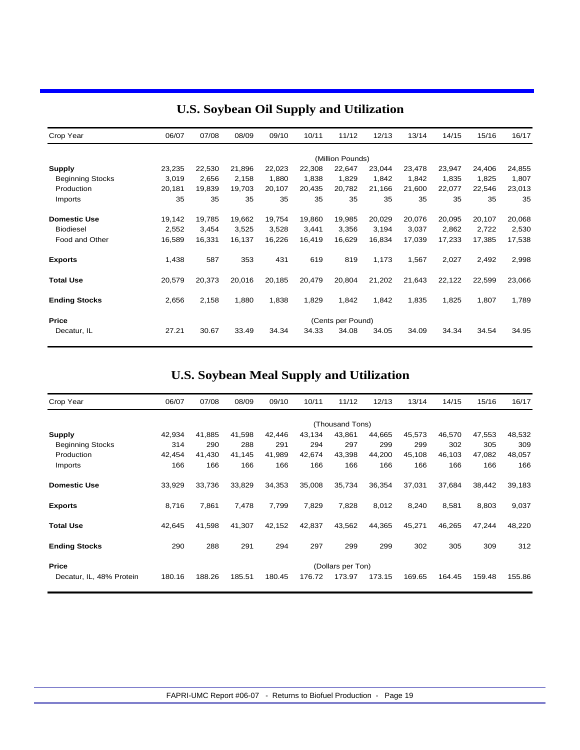## U.S. Soybean Oil Supply and Utilization

| Crop Year | 06/07 | 07/08 | 08/09 | 09/10 | 10/11 | 11/12 | 12/13 | 13/14 | 14/15 | 15/16 | 16/17 |
|---|---|---|---|---|---|---|---|---|---|---|---|
| | | | | | | (Million Pounds) | | | | | |
| **Supply** | 23,235 | 22,530 | 21,896 | 22,023 | 22,308 | 22,647 | 23,044 | 23,478 | 23,947 | 24,406 | 24,855 |
| Beginning Stocks | 3,019 | 2,656 | 2,158 | 1,880 | 1,838 | 1,829 | 1,842 | 1,842 | 1,835 | 1,825 | 1,807 |
| Production | 20,181 | 19,839 | 19,703 | 20,107 | 20,435 | 20,782 | 21,166 | 21,600 | 22,077 | 22,546 | 23,013 |
| Imports | 35 | 35 | 35 | 35 | 35 | 35 | 35 | 35 | 35 | 35 | 35 |
| **Domestic Use** | 19,142 | 19,785 | 19,662 | 19,754 | 19,860 | 19,985 | 20,029 | 20,076 | 20,095 | 20,107 | 20,068 |
| Biodiesel | 2,552 | 3,454 | 3,525 | 3,528 | 3,441 | 3,356 | 3,194 | 3,037 | 2,862 | 2,722 | 2,530 |
| Food and Other | 16,589 | 16,331 | 16,137 | 16,226 | 16,419 | 16,629 | 16,834 | 17,039 | 17,233 | 17,385 | 17,538 |
| **Exports** | 1,438 | 587 | 353 | 431 | 619 | 819 | 1,173 | 1,567 | 2,027 | 2,492 | 2,998 |
| **Total Use** | 20,579 | 20,373 | 20,016 | 20,185 | 20,479 | 20,804 | 21,202 | 21,643 | 22,122 | 22,599 | 23,066 |
| **Ending Stocks** | 2,656 | 2,158 | 1,880 | 1,838 | 1,829 | 1,842 | 1,842 | 1,835 | 1,825 | 1,807 | 1,789 |
| **Price** | | | | | | (Cents per Pound) | | | | | |
| Decatur, IL | 27.21 | 30.67 | 33.49 | 34.34 | 34.33 | 34.08 | 34.05 | 34.09 | 34.34 | 34.54 | 34.95 |

## U.S. Soybean Meal Supply and Utilization

| Crop Year | 06/07 | 07/08 | 08/09 | 09/10 | 10/11 | 11/12 | 12/13 | 13/14 | 14/15 | 15/16 | 16/17 |
|---|---|---|---|---|---|---|---|---|---|---|---|
| | | | | | | (Thousand Tons) | | | | | |
| **Supply** | 42,934 | 41,885 | 41,598 | 42,446 | 43,134 | 43,861 | 44,665 | 45,573 | 46,570 | 47,553 | 48,532 |
| Beginning Stocks | 314 | 290 | 288 | 291 | 294 | 297 | 299 | 299 | 302 | 305 | 309 |
| Production | 42,454 | 41,430 | 41,145 | 41,989 | 42,674 | 43,398 | 44,200 | 45,108 | 46,103 | 47,082 | 48,057 |
| Imports | 166 | 166 | 166 | 166 | 166 | 166 | 166 | 166 | 166 | 166 | 166 |
| **Domestic Use** | 33,929 | 33,736 | 33,829 | 34,353 | 35,008 | 35,734 | 36,354 | 37,031 | 37,684 | 38,442 | 39,183 |
| **Exports** | 8,716 | 7,861 | 7,478 | 7,799 | 7,829 | 7,828 | 8,012 | 8,240 | 8,581 | 8,803 | 9,037 |
| **Total Use** | 42,645 | 41,598 | 41,307 | 42,152 | 42,837 | 43,562 | 44,365 | 45,271 | 46,265 | 47,244 | 48,220 |
| **Ending Stocks** | 290 | 288 | 291 | 294 | 297 | 299 | 299 | 302 | 305 | 309 | 312 |
| **Price** | | | | | | (Dollars per Ton) | | | | | |
| Decatur, IL, 48% Protein | 180.16 | 188.26 | 185.51 | 180.45 | 176.72 | 173.97 | 173.15 | 169.65 | 164.45 | 159.48 | 155.86 |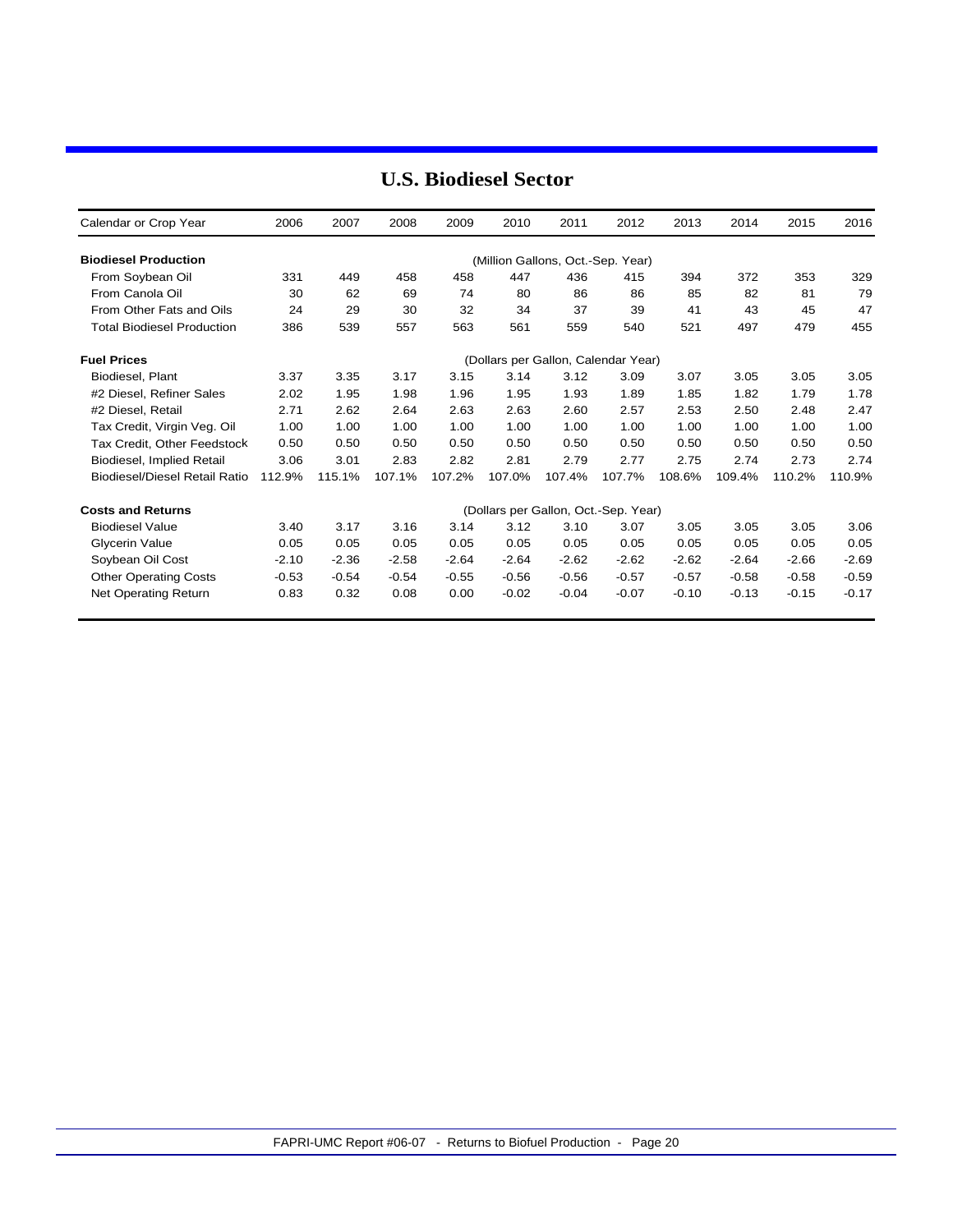## U.S. Biodiesel Sector

| Calendar or Crop Year | 2006 | 2007 | 2008 | 2009 | 2010 | 2011 | 2012 | 2013 | 2014 | 2015 | 2016 |
|---|---|---|---|---|---|---|---|---|---|---|---|
| **Biodiesel Production** | (Million Gallons, Oct.-Sep. Year) | | | | | | | | | | |
| From Soybean Oil | 331 | 449 | 458 | 458 | 447 | 436 | 415 | 394 | 372 | 353 | 329 |
| From Canola Oil | 30 | 62 | 69 | 74 | 80 | 86 | 86 | 85 | 82 | 81 | 79 |
| From Other Fats and Oils | 24 | 29 | 30 | 32 | 34 | 37 | 39 | 41 | 43 | 45 | 47 |
| Total Biodiesel Production | 386 | 539 | 557 | 563 | 561 | 559 | 540 | 521 | 497 | 479 | 455 |
| **Fuel Prices** | (Dollars per Gallon, Calendar Year) | | | | | | | | | | |
| Biodiesel, Plant | 3.37 | 3.35 | 3.17 | 3.15 | 3.14 | 3.12 | 3.09 | 3.07 | 3.05 | 3.05 | 3.05 |
| #2 Diesel, Refiner Sales | 2.02 | 1.95 | 1.98 | 1.96 | 1.95 | 1.93 | 1.89 | 1.85 | 1.82 | 1.79 | 1.78 |
| #2 Diesel, Retail | 2.71 | 2.62 | 2.64 | 2.63 | 2.63 | 2.60 | 2.57 | 2.53 | 2.50 | 2.48 | 2.47 |
| Tax Credit, Virgin Veg. Oil | 1.00 | 1.00 | 1.00 | 1.00 | 1.00 | 1.00 | 1.00 | 1.00 | 1.00 | 1.00 | 1.00 |
| Tax Credit, Other Feedstock | 0.50 | 0.50 | 0.50 | 0.50 | 0.50 | 0.50 | 0.50 | 0.50 | 0.50 | 0.50 | 0.50 |
| Biodiesel, Implied Retail | 3.06 | 3.01 | 2.83 | 2.82 | 2.81 | 2.79 | 2.77 | 2.75 | 2.74 | 2.73 | 2.74 |
| Biodiesel/Diesel Retail Ratio | 112.9% | 115.1% | 107.1% | 107.2% | 107.0% | 107.4% | 107.7% | 108.6% | 109.4% | 110.2% | 110.9% |
| **Costs and Returns** | (Dollars per Gallon, Oct.-Sep. Year) | | | | | | | | | | |
| Biodiesel Value | 3.40 | 3.17 | 3.16 | 3.14 | 3.12 | 3.10 | 3.07 | 3.05 | 3.05 | 3.05 | 3.06 |
| Glycerin Value | 0.05 | 0.05 | 0.05 | 0.05 | 0.05 | 0.05 | 0.05 | 0.05 | 0.05 | 0.05 | 0.05 |
| Soybean Oil Cost | -2.10 | -2.36 | -2.58 | -2.64 | -2.64 | -2.62 | -2.62 | -2.62 | -2.64 | -2.66 | -2.69 |
| Other Operating Costs | -0.53 | -0.54 | -0.54 | -0.55 | -0.56 | -0.56 | -0.57 | -0.57 | -0.58 | -0.58 | -0.59 |
| Net Operating Return | 0.83 | 0.32 | 0.08 | 0.00 | -0.02 | -0.04 | -0.07 | -0.10 | -0.13 | -0.15 | -0.17 |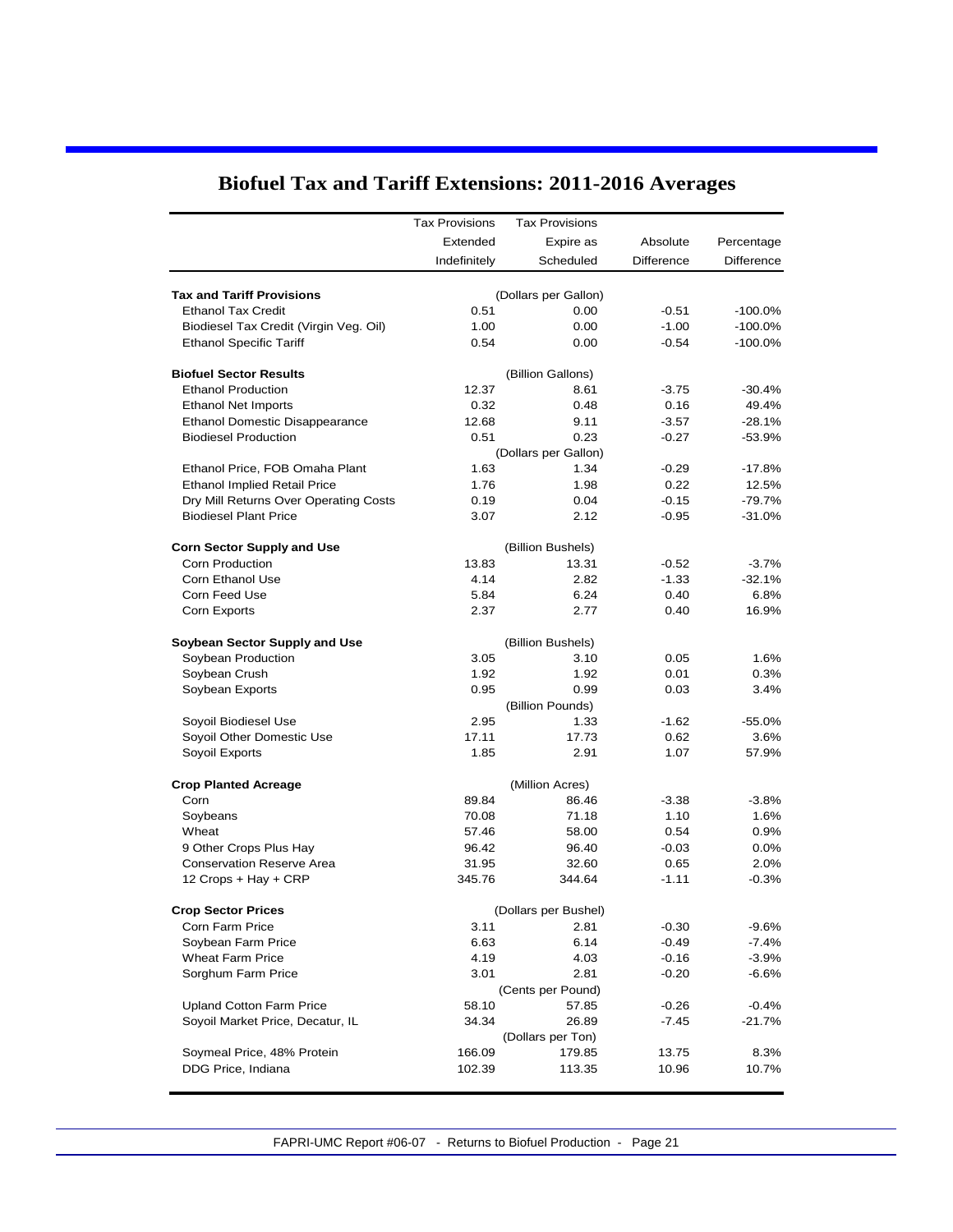## Biofuel Tax and Tariff Extensions: 2011-2016 Averages

| | Tax Provisions Extended Indefinitely | Tax Provisions Expire as Scheduled | Absolute Difference | Percentage Difference |
|---|---|---|---|---|
| **Tax and Tariff Provisions** | | (Dollars per Gallon) | | |
| Ethanol Tax Credit | 0.51 | 0.00 | -0.51 | -100.0% |
| Biodiesel Tax Credit (Virgin Veg. Oil) | 1.00 | 0.00 | -1.00 | -100.0% |
| Ethanol Specific Tariff | 0.54 | 0.00 | -0.54 | -100.0% |
| | | | | |
| **Biofuel Sector Results** | | (Billion Gallons) | | |
| Ethanol Production | 12.37 | 8.61 | -3.75 | -30.4% |
| Ethanol Net Imports | 0.32 | 0.48 | 0.16 | 49.4% |
| Ethanol Domestic Disappearance | 12.68 | 9.11 | -3.57 | -28.1% |
| Biodiesel Production | 0.51 | 0.23 | -0.27 | -53.9% |
| | | (Dollars per Gallon) | | |
| Ethanol Price, FOB Omaha Plant | 1.63 | 1.34 | -0.29 | -17.8% |
| Ethanol Implied Retail Price | 1.76 | 1.98 | 0.22 | 12.5% |
| Dry Mill Returns Over Operating Costs | 0.19 | 0.04 | -0.15 | -79.7% |
| Biodiesel Plant Price | 3.07 | 2.12 | -0.95 | -31.0% |
| | | | | |
| **Corn Sector Supply and Use** | | (Billion Bushels) | | |
| Corn Production | 13.83 | 13.31 | -0.52 | -3.7% |
| Corn Ethanol Use | 4.14 | 2.82 | -1.33 | -32.1% |
| Corn Feed Use | 5.84 | 6.24 | 0.40 | 6.8% |
| Corn Exports | 2.37 | 2.77 | 0.40 | 16.9% |
| | | | | |
| **Soybean Sector Supply and Use** | | (Billion Bushels) | | |
| Soybean Production | 3.05 | 3.10 | 0.05 | 1.6% |
| Soybean Crush | 1.92 | 1.92 | 0.01 | 0.3% |
| Soybean Exports | 0.95 | 0.99 | 0.03 | 3.4% |
| | | (Billion Pounds) | | |
| Soyoil Biodiesel Use | 2.95 | 1.33 | -1.62 | -55.0% |
| Soyoil Other Domestic Use | 17.11 | 17.73 | 0.62 | 3.6% |
| Soyoil Exports | 1.85 | 2.91 | 1.07 | 57.9% |
| | | | | |
| **Crop Planted Acreage** | | (Million Acres) | | |
| Corn | 89.84 | 86.46 | -3.38 | -3.8% |
| Soybeans | 70.08 | 71.18 | 1.10 | 1.6% |
| Wheat | 57.46 | 58.00 | 0.54 | 0.9% |
| 9 Other Crops Plus Hay | 96.42 | 96.40 | -0.03 | 0.0% |
| Conservation Reserve Area | 31.95 | 32.60 | 0.65 | 2.0% |
| 12 Crops + Hay + CRP | 345.76 | 344.64 | -1.11 | -0.3% |
| | | | | |
| **Crop Sector Prices** | | (Dollars per Bushel) | | |
| Corn Farm Price | 3.11 | 2.81 | -0.30 | -9.6% |
| Soybean Farm Price | 6.63 | 6.14 | -0.49 | -7.4% |
| Wheat Farm Price | 4.19 | 4.03 | -0.16 | -3.9% |
| Sorghum Farm Price | 3.01 | 2.81 | -0.20 | -6.6% |
| | | (Cents per Pound) | | |
| Upland Cotton Farm Price | 58.10 | 57.85 | -0.26 | -0.4% |
| Soyoil Market Price, Decatur, IL | 34.34 | 26.89 | -7.45 | -21.7% |
| | | (Dollars per Ton) | | |
| Soymeal Price, 48% Protein | 166.09 | 179.85 | 13.75 | 8.3% |
| DDG Price, Indiana | 102.39 | 113.35 | 10.96 | 10.7% |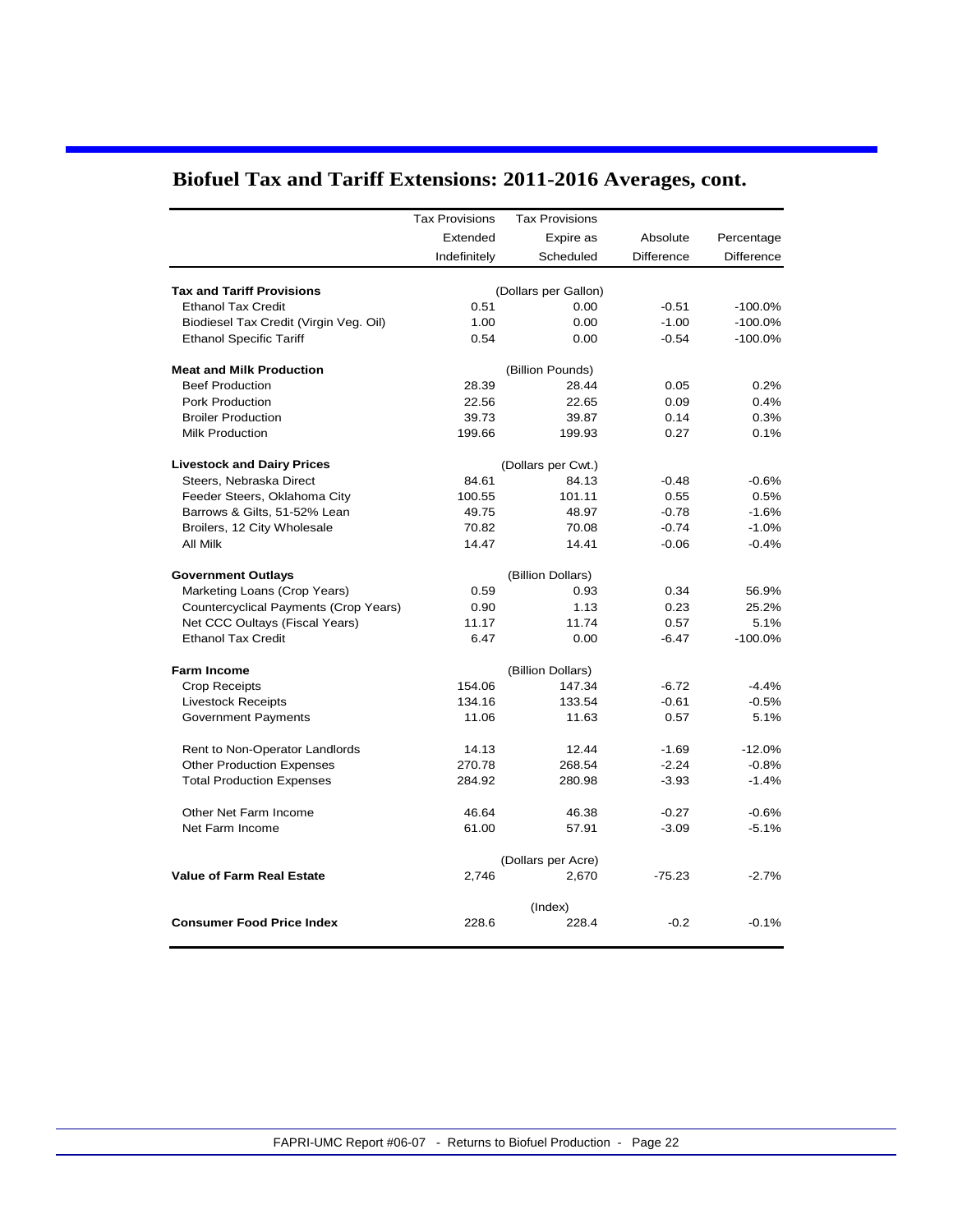# Biofuel Tax and Tariff Extensions: 2011-2016 Averages, cont.

| | Tax Provisions Extended Indefinitely | Tax Provisions Expire as Scheduled | Absolute Difference | Percentage Difference |
|---|---|---|---|---|
| **Tax and Tariff Provisions** | | (Dollars per Gallon) | | |
| Ethanol Tax Credit | 0.51 | 0.00 | -0.51 | -100.0% |
| Biodiesel Tax Credit (Virgin Veg. Oil) | 1.00 | 0.00 | -1.00 | -100.0% |
| Ethanol Specific Tariff | 0.54 | 0.00 | -0.54 | -100.0% |
| **Meat and Milk Production** | | (Billion Pounds) | | |
| Beef Production | 28.39 | 28.44 | 0.05 | 0.2% |
| Pork Production | 22.56 | 22.65 | 0.09 | 0.4% |
| Broiler Production | 39.73 | 39.87 | 0.14 | 0.3% |
| Milk Production | 199.66 | 199.93 | 0.27 | 0.1% |
| **Livestock and Dairy Prices** | | (Dollars per Cwt.) | | |
| Steers, Nebraska Direct | 84.61 | 84.13 | -0.48 | -0.6% |
| Feeder Steers, Oklahoma City | 100.55 | 101.11 | 0.55 | 0.5% |
| Barrows & Gilts, 51-52% Lean | 49.75 | 48.97 | -0.78 | -1.6% |
| Broilers, 12 City Wholesale | 70.82 | 70.08 | -0.74 | -1.0% |
| All Milk | 14.47 | 14.41 | -0.06 | -0.4% |
| **Government Outlays** | | (Billion Dollars) | | |
| Marketing Loans (Crop Years) | 0.59 | 0.93 | 0.34 | 56.9% |
| Countercyclical Payments (Crop Years) | 0.90 | 1.13 | 0.23 | 25.2% |
| Net CCC Oultays (Fiscal Years) | 11.17 | 11.74 | 0.57 | 5.1% |
| Ethanol Tax Credit | 6.47 | 0.00 | -6.47 | -100.0% |
| **Farm Income** | | (Billion Dollars) | | |
| Crop Receipts | 154.06 | 147.34 | -6.72 | -4.4% |
| Livestock Receipts | 134.16 | 133.54 | -0.61 | -0.5% |
| Government Payments | 11.06 | 11.63 | 0.57 | 5.1% |
| Rent to Non-Operator Landlords | 14.13 | 12.44 | -1.69 | -12.0% |
| Other Production Expenses | 270.78 | 268.54 | -2.24 | -0.8% |
| Total Production Expenses | 284.92 | 280.98 | -3.93 | -1.4% |
| Other Net Farm Income | 46.64 | 46.38 | -0.27 | -0.6% |
| Net Farm Income | 61.00 | 57.91 | -3.09 | -5.1% |
| | | (Dollars per Acre) | | |
| **Value of Farm Real Estate** | 2,746 | 2,670 | -75.23 | -2.7% |
| | | (Index) | | |
| **Consumer Food Price Index** | 228.6 | 228.4 | -0.2 | -0.1% |